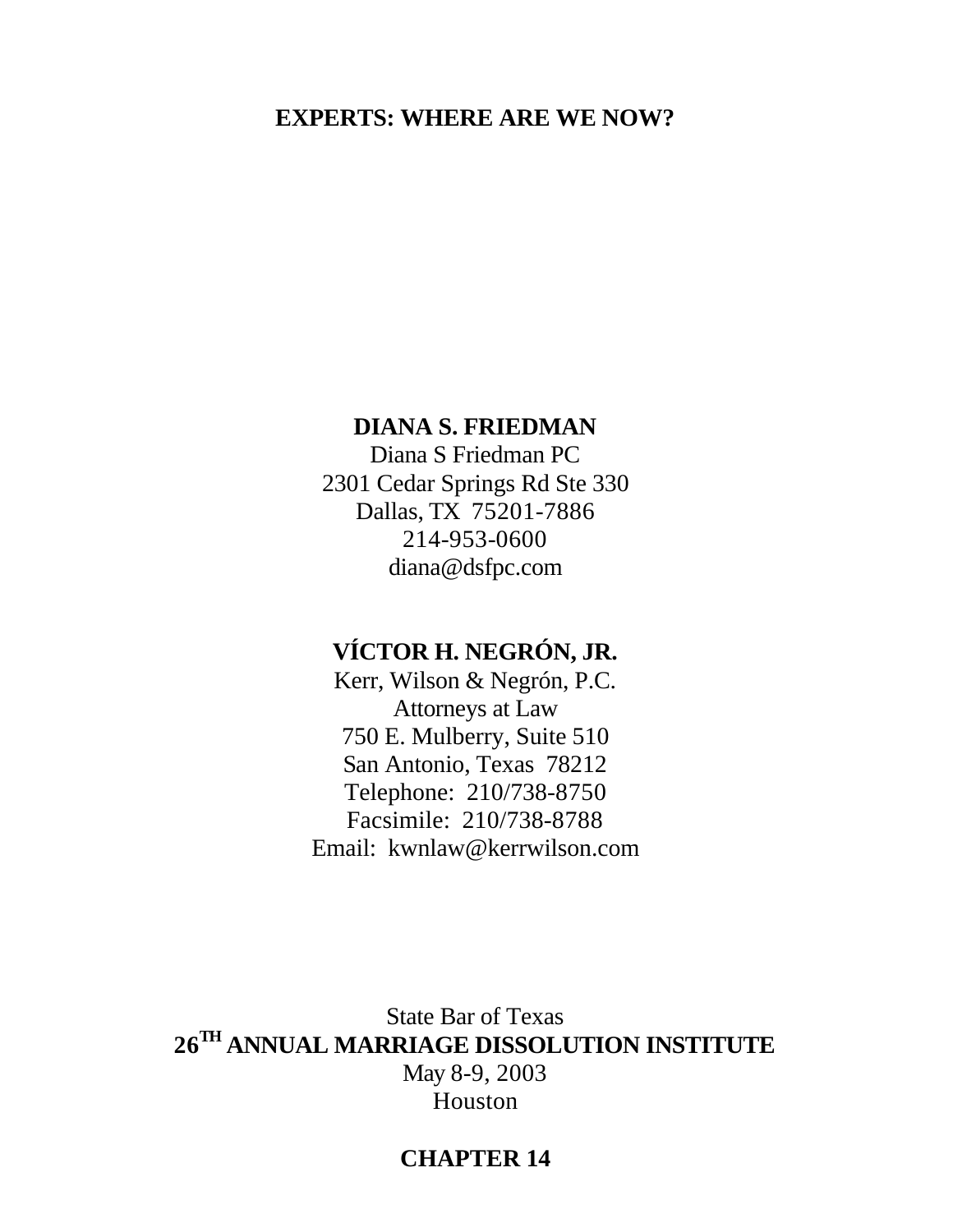# EXPERTS: WHERE ARE WE NOW?

**DIANA S. FRIEDMAN**
Diana S Friedman PC
2301 Cedar Springs Rd Ste 330
Dallas, TX 75201-7886
214-953-0600
diana@dsfpc.com

**VÍCTOR H. NEGRÓN, JR.**
Kerr, Wilson & Negrón, P.C.
Attorneys at Law
750 E. Mulberry, Suite 510
San Antonio, Texas 78212
Telephone: 210/738-8750
Facsimile: 210/738-8788
Email: kwnlaw@kerrwilson.com

State Bar of Texas
**26TH ANNUAL MARRIAGE DISSOLUTION INSTITUTE**
May 8-9, 2003
Houston

**CHAPTER 14**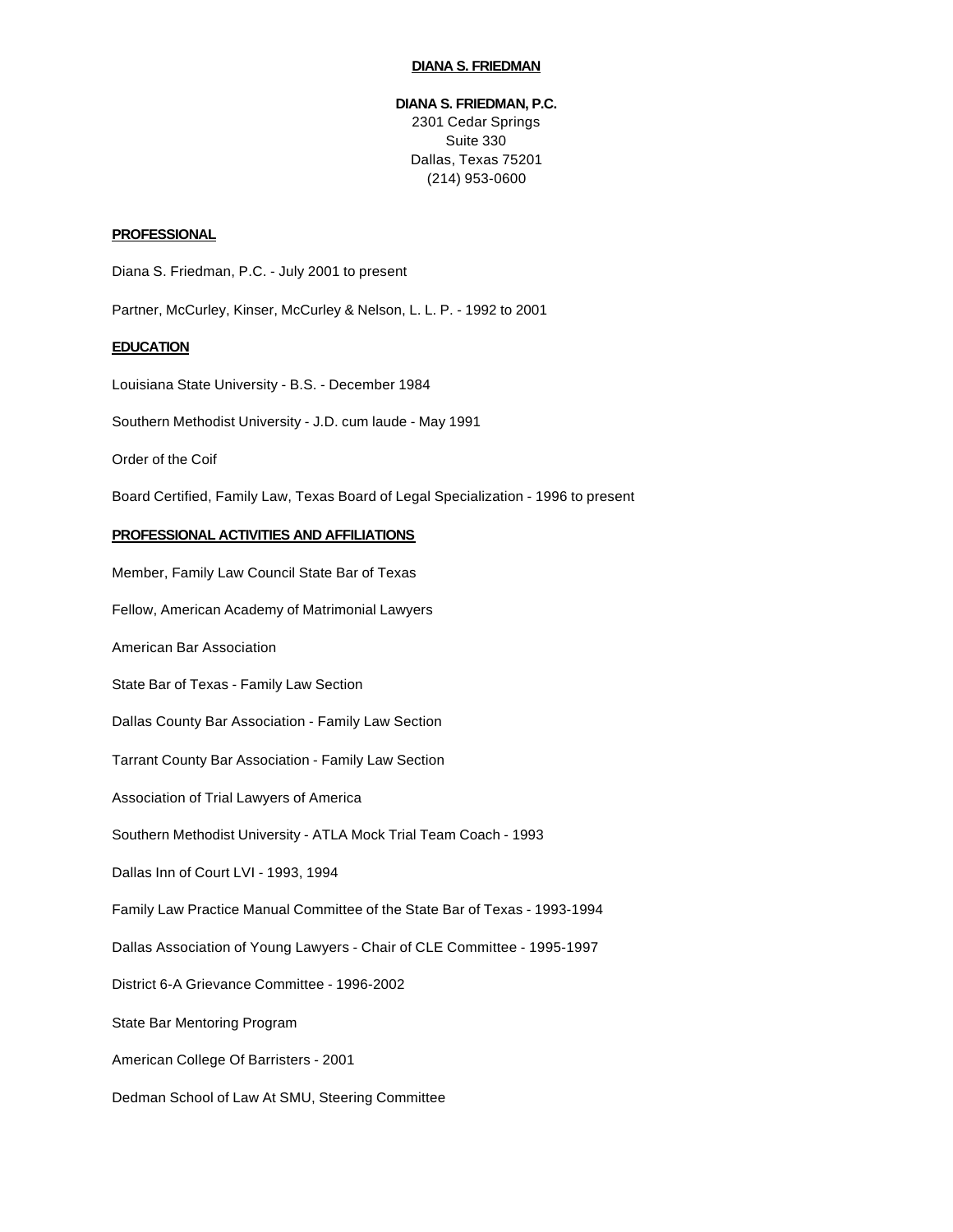# DIANA S. FRIEDMAN

**DIANA S. FRIEDMAN, P.C.**
2301 Cedar Springs
Suite 330
Dallas, Texas 75201
(214) 953-0600

## PROFESSIONAL

Diana S. Friedman, P.C. - July 2001 to present

Partner, McCurley, Kinser, McCurley & Nelson, L. L. P. - 1992 to 2001

## EDUCATION

Louisiana State University - B.S. - December 1984

Southern Methodist University - J.D. cum laude - May 1991

Order of the Coif

Board Certified, Family Law, Texas Board of Legal Specialization - 1996 to present

## PROFESSIONAL ACTIVITIES AND AFFILIATIONS

Member, Family Law Council State Bar of Texas

Fellow, American Academy of Matrimonial Lawyers

American Bar Association

State Bar of Texas - Family Law Section

Dallas County Bar Association - Family Law Section

Tarrant County Bar Association - Family Law Section

Association of Trial Lawyers of America

Southern Methodist University - ATLA Mock Trial Team Coach - 1993

Dallas Inn of Court LVI - 1993, 1994

Family Law Practice Manual Committee of the State Bar of Texas - 1993-1994

Dallas Association of Young Lawyers - Chair of CLE Committee - 1995-1997

District 6-A Grievance Committee - 1996-2002

State Bar Mentoring Program

American College Of Barristers - 2001

Dedman School of Law At SMU, Steering Committee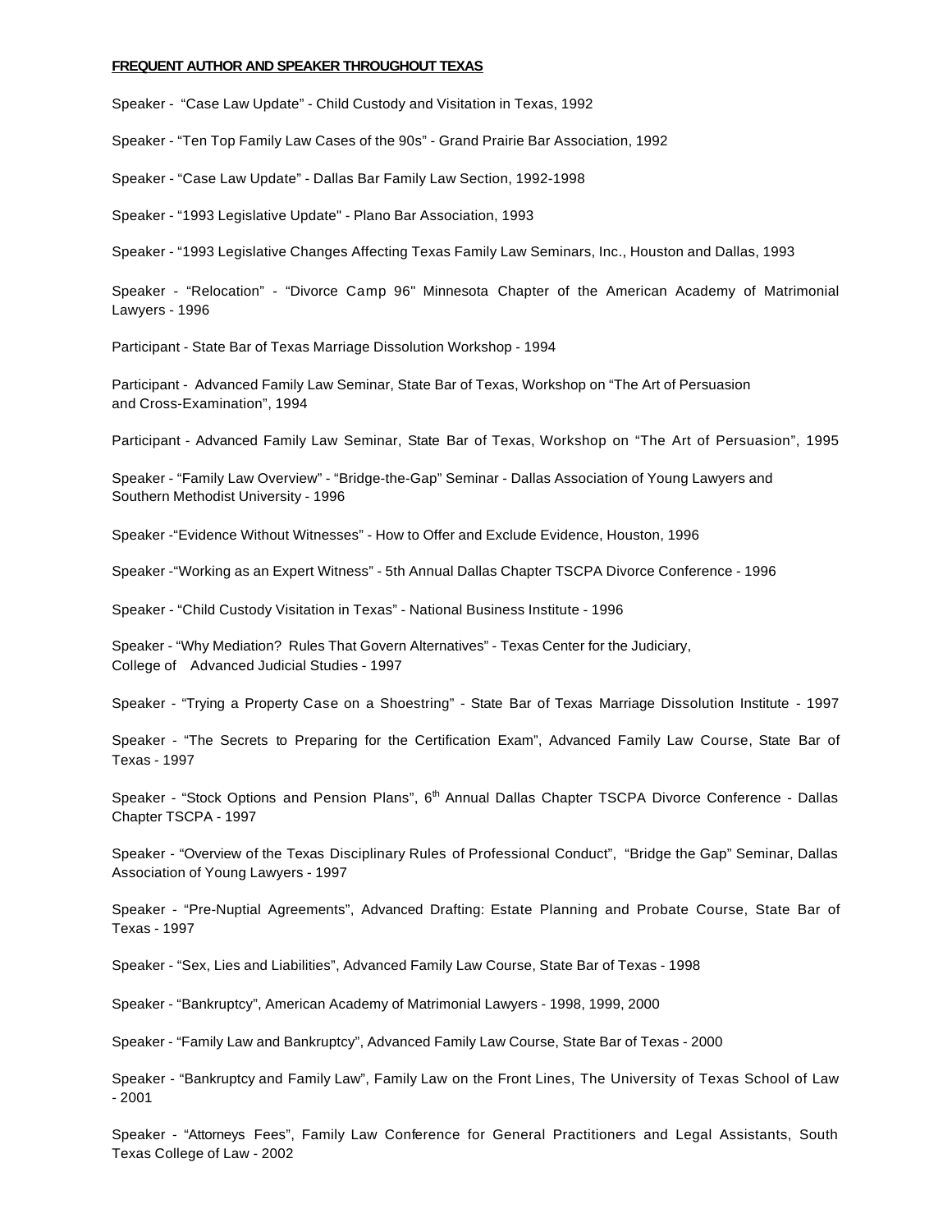**FREQUENT AUTHOR AND SPEAKER THROUGHOUT TEXAS**

Speaker - "Case Law Update" - Child Custody and Visitation in Texas, 1992

Speaker - "Ten Top Family Law Cases of the 90s" - Grand Prairie Bar Association, 1992

Speaker - "Case Law Update" - Dallas Bar Family Law Section, 1992-1998

Speaker - "1993 Legislative Update" - Plano Bar Association, 1993

Speaker - "1993 Legislative Changes Affecting Texas Family Law Seminars, Inc., Houston and Dallas, 1993

Speaker - "Relocation" - "Divorce Camp 96" Minnesota Chapter of the American Academy of Matrimonial Lawyers - 1996

Participant - State Bar of Texas Marriage Dissolution Workshop - 1994

Participant - Advanced Family Law Seminar, State Bar of Texas, Workshop on "The Art of Persuasion and Cross-Examination", 1994

Participant - Advanced Family Law Seminar, State Bar of Texas, Workshop on "The Art of Persuasion", 1995

Speaker - "Family Law Overview" - "Bridge-the-Gap" Seminar - Dallas Association of Young Lawyers and Southern Methodist University - 1996

Speaker -"Evidence Without Witnesses" - How to Offer and Exclude Evidence, Houston, 1996

Speaker -"Working as an Expert Witness" - 5th Annual Dallas Chapter TSCPA Divorce Conference - 1996

Speaker - "Child Custody Visitation in Texas" - National Business Institute - 1996

Speaker - "Why Mediation? Rules That Govern Alternatives" - Texas Center for the Judiciary, College of Advanced Judicial Studies - 1997

Speaker - "Trying a Property Case on a Shoestring" - State Bar of Texas Marriage Dissolution Institute - 1997

Speaker - "The Secrets to Preparing for the Certification Exam", Advanced Family Law Course, State Bar of Texas - 1997

Speaker - "Stock Options and Pension Plans", 6th Annual Dallas Chapter TSCPA Divorce Conference - Dallas Chapter TSCPA - 1997

Speaker - "Overview of the Texas Disciplinary Rules of Professional Conduct", "Bridge the Gap" Seminar, Dallas Association of Young Lawyers - 1997

Speaker - "Pre-Nuptial Agreements", Advanced Drafting: Estate Planning and Probate Course, State Bar of Texas - 1997

Speaker - "Sex, Lies and Liabilities", Advanced Family Law Course, State Bar of Texas - 1998

Speaker - "Bankruptcy", American Academy of Matrimonial Lawyers - 1998, 1999, 2000

Speaker - "Family Law and Bankruptcy", Advanced Family Law Course, State Bar of Texas - 2000

Speaker - "Bankruptcy and Family Law", Family Law on the Front Lines, The University of Texas School of Law - 2001

Speaker - "Attorneys Fees", Family Law Conference for General Practitioners and Legal Assistants, South Texas College of Law - 2002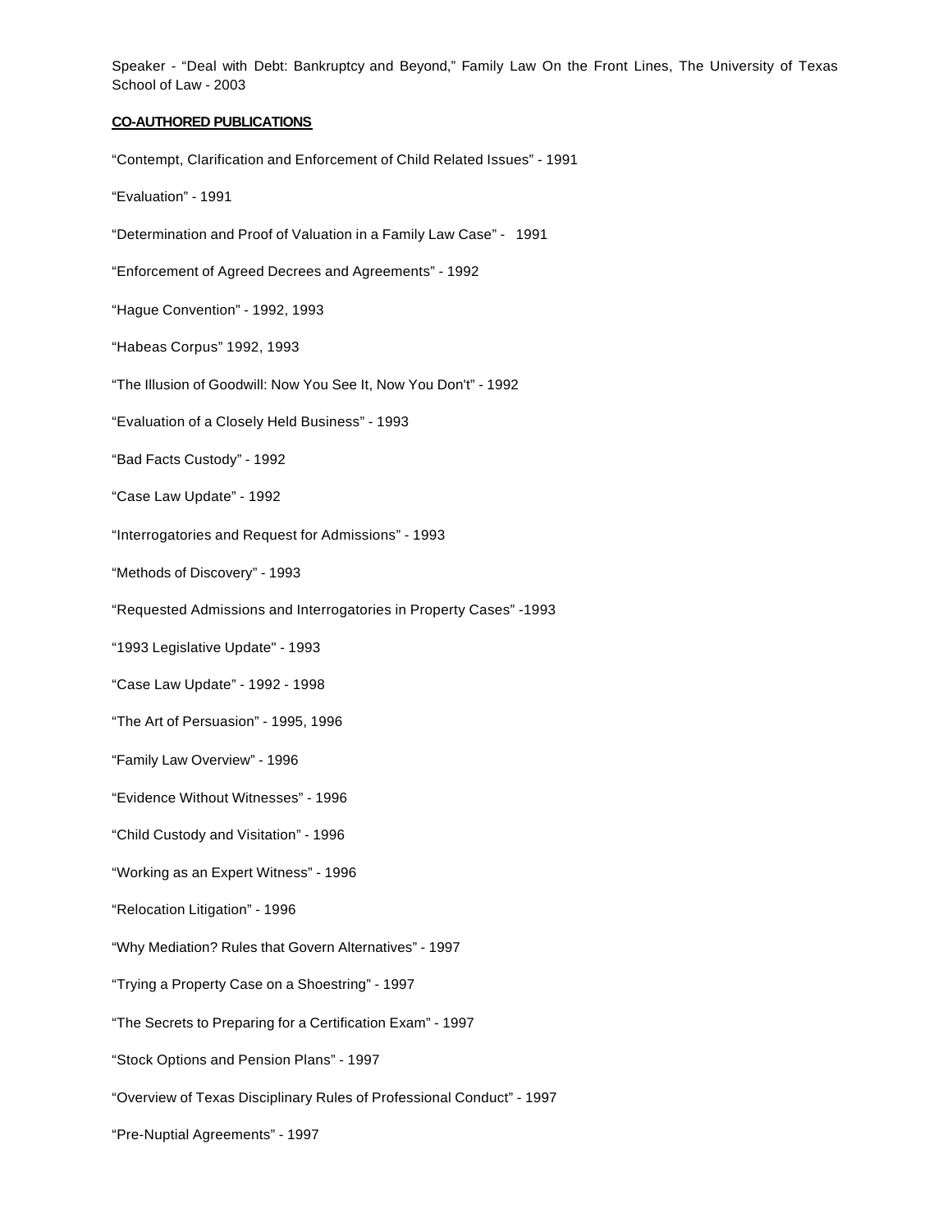Speaker - “Deal with Debt: Bankruptcy and Beyond,” Family Law On the Front Lines, The University of Texas School of Law - 2003

**CO-AUTHORED PUBLICATIONS**

“Contempt, Clarification and Enforcement of Child Related Issues” - 1991

“Evaluation” - 1991

“Determination and Proof of Valuation in a Family Law Case” - 1991

“Enforcement of Agreed Decrees and Agreements” - 1992

“Hague Convention” - 1992, 1993

“Habeas Corpus” 1992, 1993

“The Illusion of Goodwill: Now You See It, Now You Don't” - 1992

“Evaluation of a Closely Held Business” - 1993

“Bad Facts Custody” - 1992

“Case Law Update” - 1992

“Interrogatories and Request for Admissions” - 1993

“Methods of Discovery” - 1993

“Requested Admissions and Interrogatories in Property Cases” -1993

“1993 Legislative Update" - 1993

“Case Law Update” - 1992 - 1998

“The Art of Persuasion” - 1995, 1996

“Family Law Overview” - 1996

“Evidence Without Witnesses” - 1996

“Child Custody and Visitation” - 1996

“Working as an Expert Witness” - 1996

“Relocation Litigation” - 1996

“Why Mediation? Rules that Govern Alternatives” - 1997

“Trying a Property Case on a Shoestring” - 1997

“The Secrets to Preparing for a Certification Exam” - 1997

“Stock Options and Pension Plans” - 1997

“Overview of Texas Disciplinary Rules of Professional Conduct” - 1997

“Pre-Nuptial Agreements” - 1997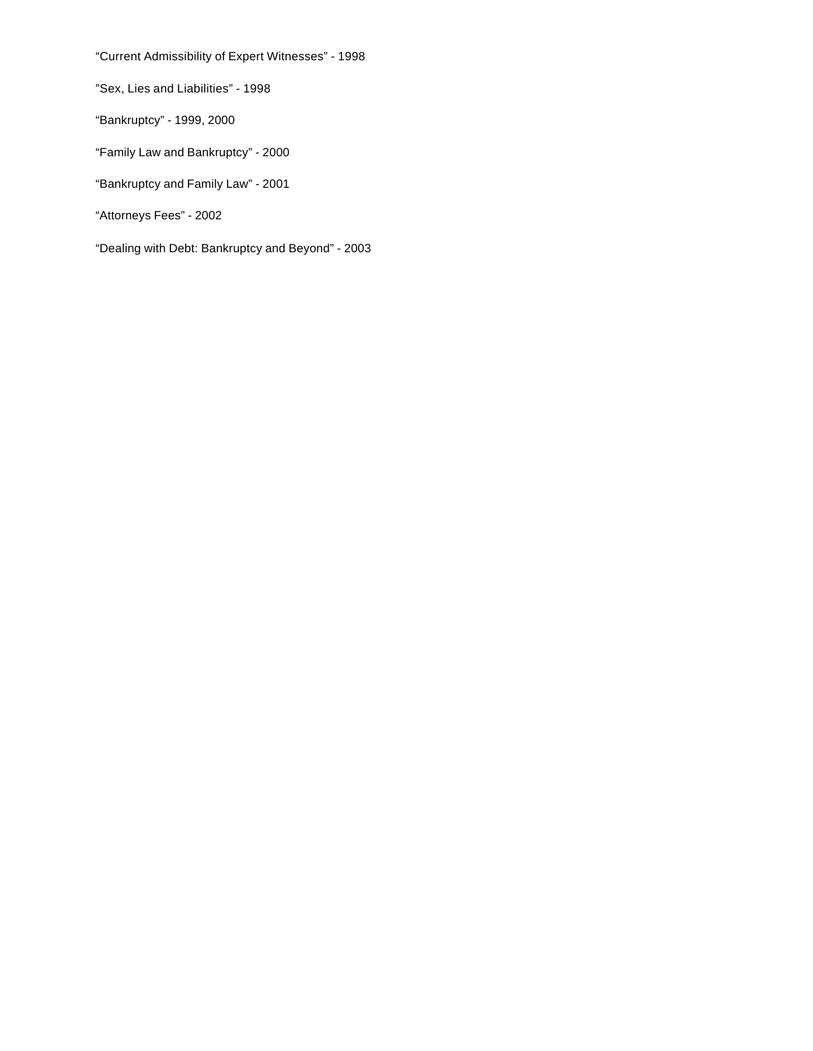“Current Admissibility of Expert Witnesses” - 1998

”Sex, Lies and Liabilities” - 1998

“Bankruptcy” - 1999, 2000

“Family Law and Bankruptcy” - 2000

“Bankruptcy and Family Law” - 2001

“Attorneys Fees” - 2002

“Dealing with Debt: Bankruptcy and Beyond” - 2003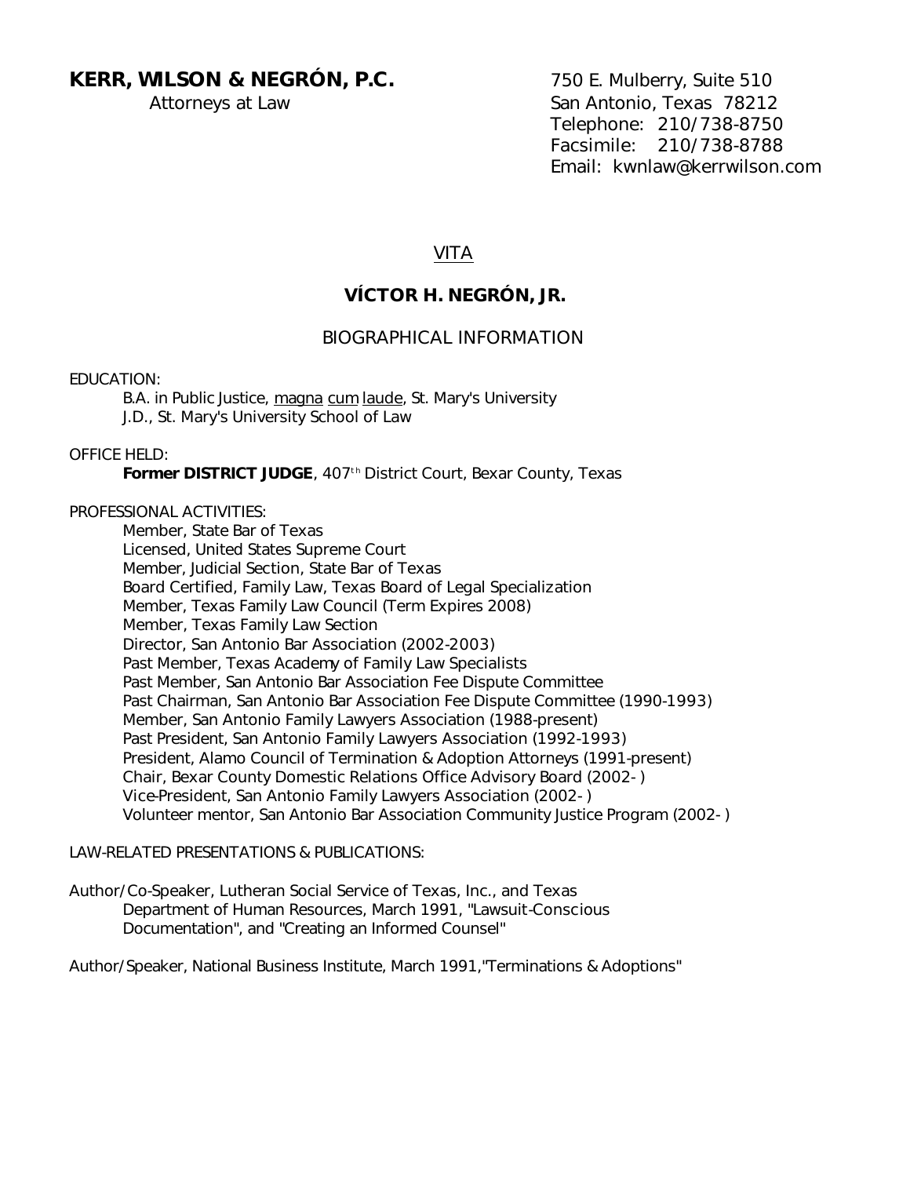**KERR, WILSON & NEGRÓN, P.C.**
Attorneys at Law

750 E. Mulberry, Suite 510
San Antonio, Texas 78212
Telephone: 210/738-8750
Facsimile: 210/738-8788
Email: kwnlaw@kerrwilson.com

# VITA

## VÍCTOR H. NEGRÓN, JR.

### BIOGRAPHICAL INFORMATION

EDUCATION:

B.A. in Public Justice, magna cum laude, St. Mary's University
J.D., St. Mary's University School of Law

OFFICE HELD:

**Former DISTRICT JUDGE**, 407th District Court, Bexar County, Texas

PROFESSIONAL ACTIVITIES:

Member, State Bar of Texas
Licensed, United States Supreme Court
Member, Judicial Section, State Bar of Texas
Board Certified, Family Law, Texas Board of Legal Specialization
Member, Texas Family Law Council (Term Expires 2008)
Member, Texas Family Law Section
Director, San Antonio Bar Association (2002-2003)
Past Member, Texas Academy of Family Law Specialists
Past Member, San Antonio Bar Association Fee Dispute Committee
Past Chairman, San Antonio Bar Association Fee Dispute Committee (1990-1993)
Member, San Antonio Family Lawyers Association (1988-present)
Past President, San Antonio Family Lawyers Association (1992-1993)
President, Alamo Council of Termination & Adoption Attorneys (1991-present)
Chair, Bexar County Domestic Relations Office Advisory Board (2002- )
Vice-President, San Antonio Family Lawyers Association (2002- )
Volunteer mentor, San Antonio Bar Association Community Justice Program (2002- )

LAW-RELATED PRESENTATIONS & PUBLICATIONS:

Author/Co-Speaker, Lutheran Social Service of Texas, Inc., and Texas Department of Human Resources, March 1991, "Lawsuit-Conscious Documentation", and "Creating an Informed Counsel"

Author/Speaker, National Business Institute, March 1991,"Terminations & Adoptions"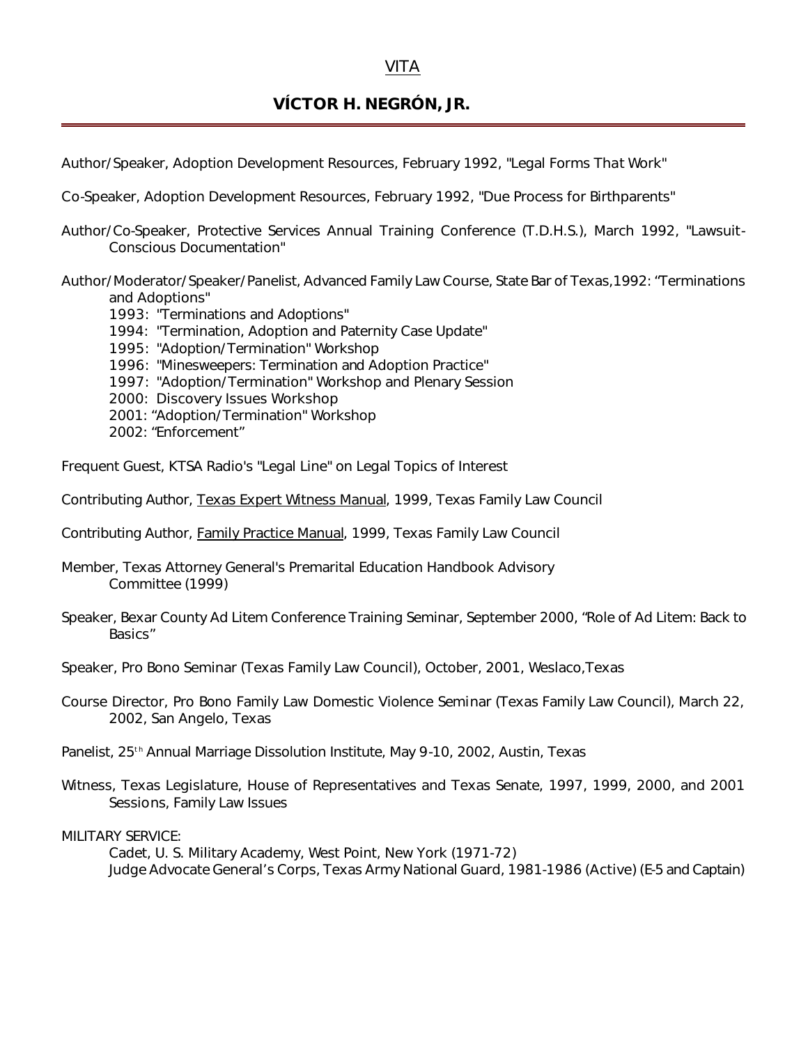# VITA

## VÍCTOR H. NEGRÓN, JR.

Author/Speaker, Adoption Development Resources, February 1992, "Legal Forms That Work"

Co-Speaker, Adoption Development Resources, February 1992, "Due Process for Birthparents"

Author/Co-Speaker, Protective Services Annual Training Conference (T.D.H.S.), March 1992, "Lawsuit-Conscious Documentation"

Author/Moderator/Speaker/Panelist, Advanced Family Law Course, State Bar of Texas,1992: "Terminations and Adoptions"

- 1993: "Terminations and Adoptions"
- 1994: "Termination, Adoption and Paternity Case Update"
- 1995: "Adoption/Termination" Workshop
- 1996: "Minesweepers: Termination and Adoption Practice"
- 1997: "Adoption/Termination" Workshop and Plenary Session
- 2000: Discovery Issues Workshop
- 2001: "Adoption/Termination" Workshop
- 2002: "Enforcement"

Frequent Guest, KTSA Radio's "Legal Line" on Legal Topics of Interest

Contributing Author, Texas Expert Witness Manual, 1999, Texas Family Law Council

Contributing Author, Family Practice Manual, 1999, Texas Family Law Council

Member, Texas Attorney General's Premarital Education Handbook Advisory Committee (1999)

Speaker, Bexar County Ad Litem Conference Training Seminar, September 2000, "Role of Ad Litem: Back to Basics"

Speaker, Pro Bono Seminar (Texas Family Law Council), October, 2001, Weslaco,Texas

Course Director, Pro Bono Family Law Domestic Violence Seminar (Texas Family Law Council), March 22, 2002, San Angelo, Texas

Panelist, 25th Annual Marriage Dissolution Institute, May 9-10, 2002, Austin, Texas

Witness, Texas Legislature, House of Representatives and Texas Senate, 1997, 1999, 2000, and 2001 Sessions, Family Law Issues

MILITARY SERVICE:

Cadet, U. S. Military Academy, West Point, New York (1971-72)
Judge Advocate General's Corps, Texas Army National Guard, 1981-1986 (Active) (E-5 and Captain)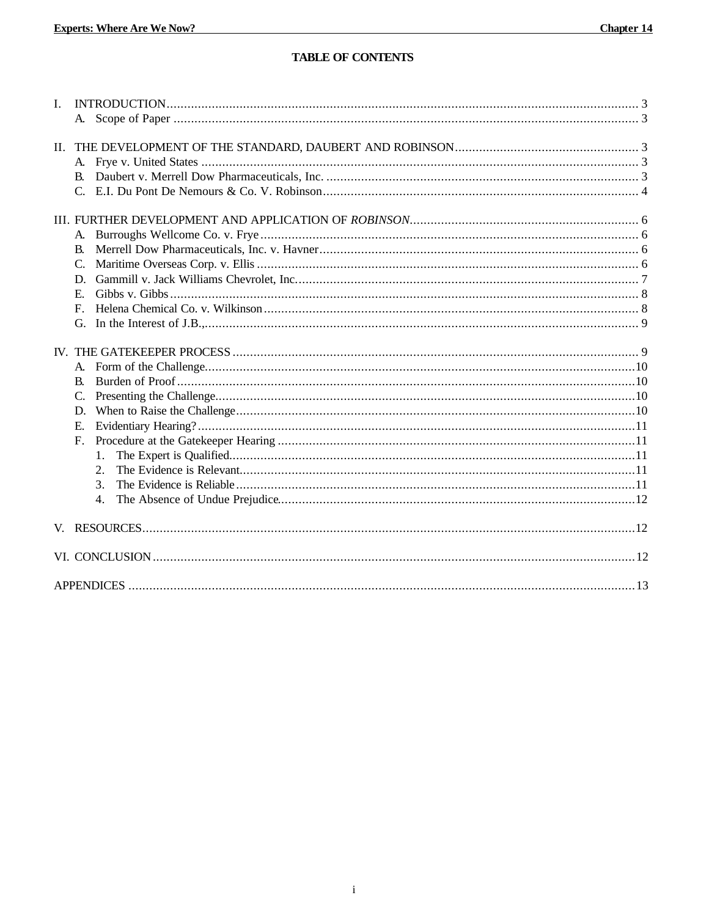# TABLE OF CONTENTS

I. INTRODUCTION .......... 3
   A. Scope of Paper .......... 3

II. THE DEVELOPMENT OF THE STANDARD, DAUBERT AND ROBINSON .......... 3
   A. Frye v. United States .......... 3
   B. Daubert v. Merrell Dow Pharmaceuticals, Inc. .......... 3
   C. E.I. Du Pont De Nemours & Co. V. Robinson .......... 4

III. FURTHER DEVELOPMENT AND APPLICATION OF *ROBINSON* .......... 6
   A. Burroughs Wellcome Co. v. Frye .......... 6
   B. Merrell Dow Pharmaceuticals, Inc. v. Havner .......... 6
   C. Maritime Overseas Corp. v. Ellis .......... 6
   D. Gammill v. Jack Williams Chevrolet, Inc. .......... 7
   E. Gibbs v. Gibbs .......... 8
   F. Helena Chemical Co. v. Wilkinson .......... 8
   G. In the Interest of J.B., .......... 9

IV. THE GATEKEEPER PROCESS .......... 9
   A. Form of the Challenge .......... 10
   B. Burden of Proof .......... 10
   C. Presenting the Challenge .......... 10
   D. When to Raise the Challenge .......... 10
   E. Evidentiary Hearing? .......... 11
   F. Procedure at the Gatekeeper Hearing .......... 11
      1. The Expert is Qualified .......... 11
      2. The Evidence is Relevant .......... 11
      3. The Evidence is Reliable .......... 11
      4. The Absence of Undue Prejudice .......... 12

V. RESOURCES .......... 12

VI. CONCLUSION .......... 12

APPENDICES .......... 13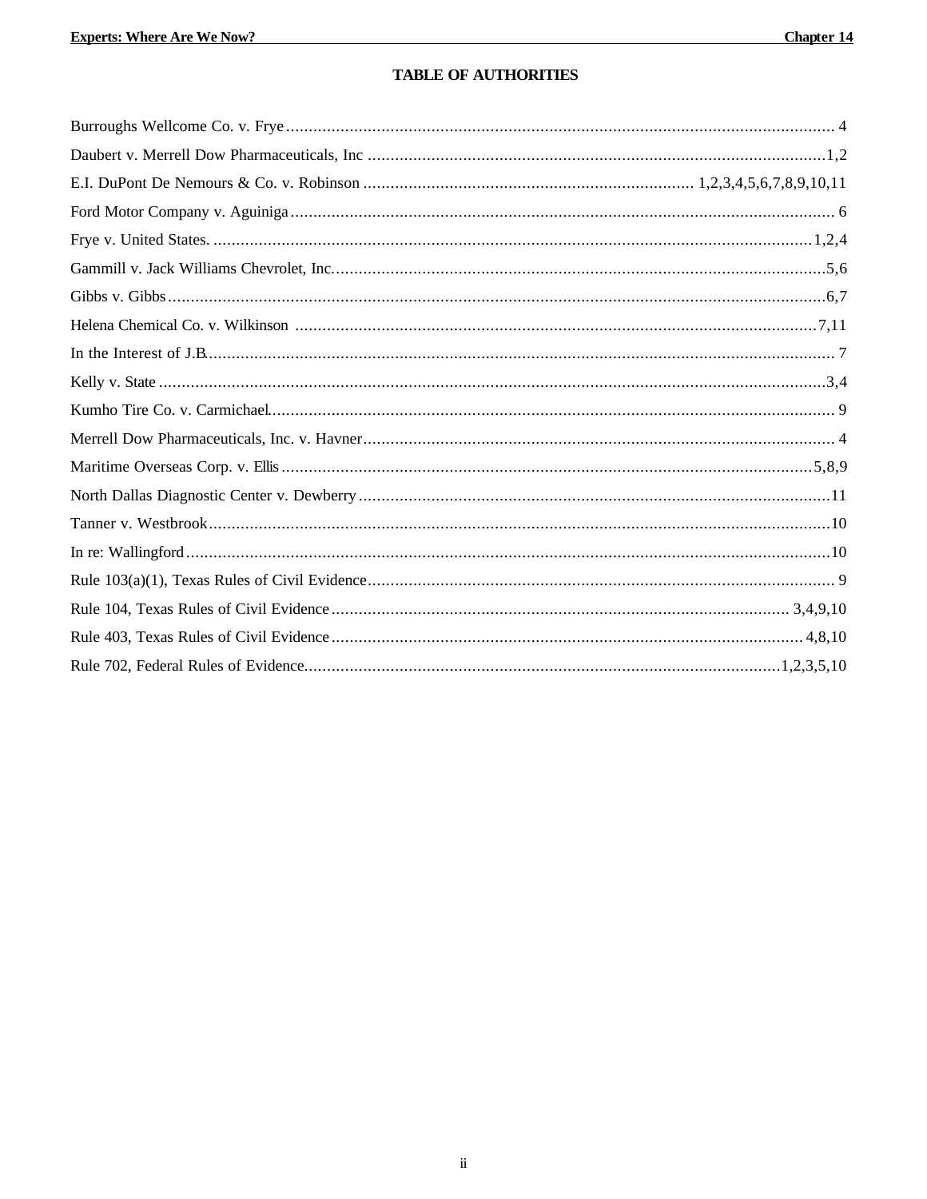# TABLE OF AUTHORITIES

Burroughs Wellcome Co. v. Frye ........................................................................................................................ 4

Daubert v. Merrell Dow Pharmaceuticals, Inc ....................................................................................................1,2

E.I. DuPont De Nemours & Co. v. Robinson ........................................................................ 1,2,3,4,5,6,7,8,9,10,11

Ford Motor Company v. Aguiniga ....................................................................................................................... 6

Frye v. United States. ....................................................................................................................................1,2,4

Gammill v. Jack Williams Chevrolet, Inc. ............................................................................................................5,6

Gibbs v. Gibbs ................................................................................................................................................6,7

Helena Chemical Co. v. Wilkinson ...................................................................................................................7,11

In the Interest of J.B. .......................................................................................................................................... 7

Kelly v. State ..................................................................................................................................................3,4

Kumho Tire Co. v. Carmichael ............................................................................................................................ 9

Merrell Dow Pharmaceuticals, Inc. v. Havner ....................................................................................................... 4

Maritime Overseas Corp. v. Ellis ....................................................................................................................5,8,9

North Dallas Diagnostic Center v. Dewberry ........................................................................................................11

Tanner v. Westbrook ........................................................................................................................................10

In re: Wallingford .............................................................................................................................................10

Rule 103(a)(1), Texas Rules of Civil Evidence ...................................................................................................... 9

Rule 104, Texas Rules of Civil Evidence ................................................................................................... 3,4,9,10

Rule 403, Texas Rules of Civil Evidence ....................................................................................................... 4,8,10

Rule 702, Federal Rules of Evidence .........................................................................................................1,2,3,5,10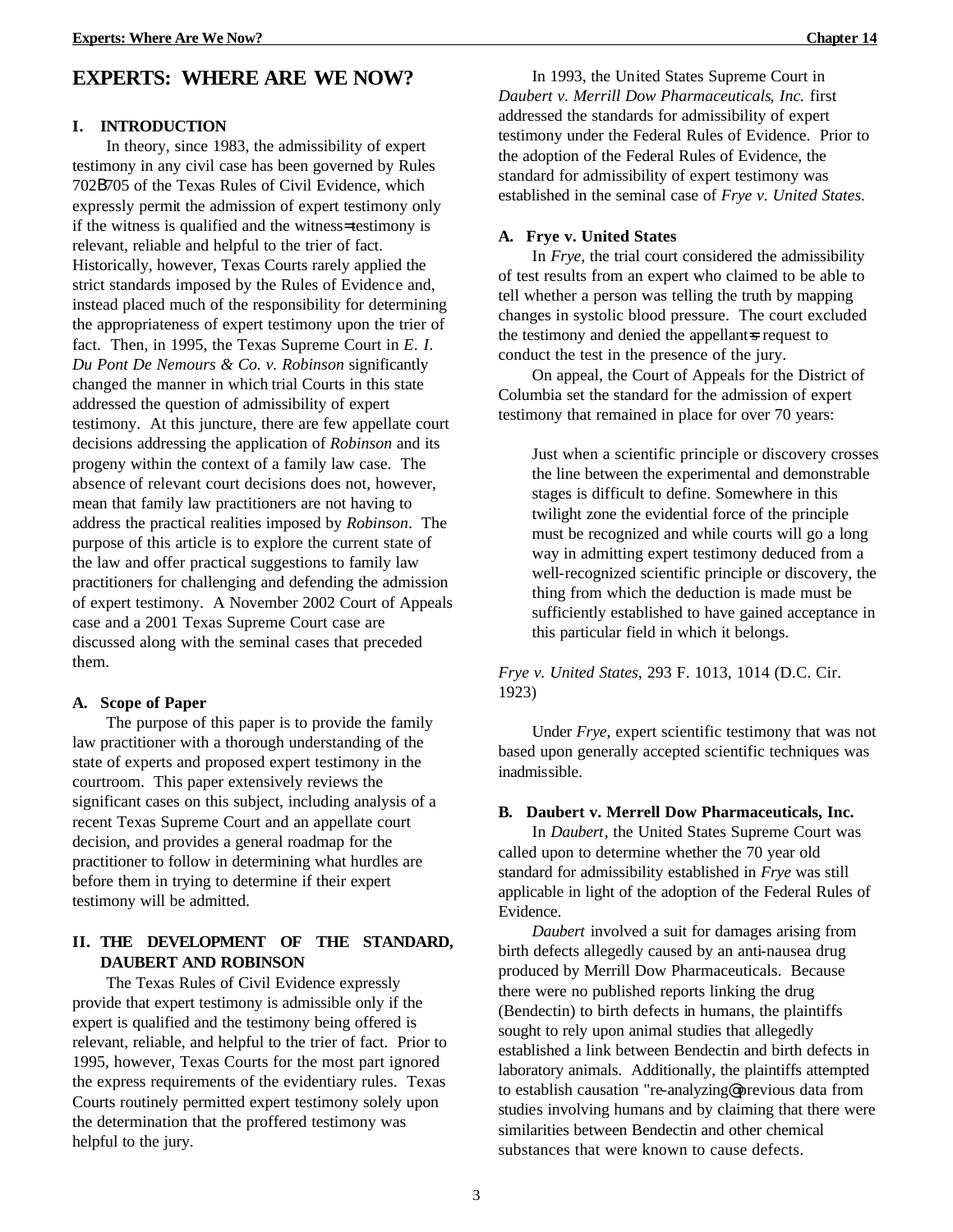# EXPERTS: WHERE ARE WE NOW?

## I. INTRODUCTION

In theory, since 1983, the admissibility of expert testimony in any civil case has been governed by Rules 702B705 of the Texas Rules of Civil Evidence, which expressly permit the admission of expert testimony only if the witness is qualified and the witness=testimony is relevant, reliable and helpful to the trier of fact. Historically, however, Texas Courts rarely applied the strict standards imposed by the Rules of Evidence and, instead placed much of the responsibility for determining the appropriateness of expert testimony upon the trier of fact. Then, in 1995, the Texas Supreme Court in *E. I. Du Pont De Nemours & Co. v. Robinson* significantly changed the manner in which trial Courts in this state addressed the question of admissibility of expert testimony. At this juncture, there are few appellate court decisions addressing the application of *Robinson* and its progeny within the context of a family law case. The absence of relevant court decisions does not, however, mean that family law practitioners are not having to address the practical realities imposed by *Robinson*. The purpose of this article is to explore the current state of the law and offer practical suggestions to family law practitioners for challenging and defending the admission of expert testimony. A November 2002 Court of Appeals case and a 2001 Texas Supreme Court case are discussed along with the seminal cases that preceded them.

### A. Scope of Paper

The purpose of this paper is to provide the family law practitioner with a thorough understanding of the state of experts and proposed expert testimony in the courtroom. This paper extensively reviews the significant cases on this subject, including analysis of a recent Texas Supreme Court and an appellate court decision, and provides a general roadmap for the practitioner to follow in determining what hurdles are before them in trying to determine if their expert testimony will be admitted.

## II. THE DEVELOPMENT OF THE STANDARD, DAUBERT AND ROBINSON

The Texas Rules of Civil Evidence expressly provide that expert testimony is admissible only if the expert is qualified and the testimony being offered is relevant, reliable, and helpful to the trier of fact. Prior to 1995, however, Texas Courts for the most part ignored the express requirements of the evidentiary rules. Texas Courts routinely permitted expert testimony solely upon the determination that the proffered testimony was helpful to the jury.

In 1993, the United States Supreme Court in *Daubert v. Merrill Dow Pharmaceuticals, Inc.* first addressed the standards for admissibility of expert testimony under the Federal Rules of Evidence. Prior to the adoption of the Federal Rules of Evidence, the standard for admissibility of expert testimony was established in the seminal case of *Frye v. United States.*

### A. Frye v. United States

In *Frye*, the trial court considered the admissibility of test results from an expert who claimed to be able to tell whether a person was telling the truth by mapping changes in systolic blood pressure. The court excluded the testimony and denied the appellant=s request to conduct the test in the presence of the jury.

On appeal, the Court of Appeals for the District of Columbia set the standard for the admission of expert testimony that remained in place for over 70 years:

> Just when a scientific principle or discovery crosses the line between the experimental and demonstrable stages is difficult to define. Somewhere in this twilight zone the evidential force of the principle must be recognized and while courts will go a long way in admitting expert testimony deduced from a well-recognized scientific principle or discovery, the thing from which the deduction is made must be sufficiently established to have gained acceptance in this particular field in which it belongs.

*Frye v. United States*, 293 F. 1013, 1014 (D.C. Cir. 1923)

Under *Frye*, expert scientific testimony that was not based upon generally accepted scientific techniques was inadmissible.

### B. Daubert v. Merrell Dow Pharmaceuticals, Inc.

In *Daubert*, the United States Supreme Court was called upon to determine whether the 70 year old standard for admissibility established in *Frye* was still applicable in light of the adoption of the Federal Rules of Evidence.

*Daubert* involved a suit for damages arising from birth defects allegedly caused by an anti-nausea drug produced by Merrill Dow Pharmaceuticals. Because there were no published reports linking the drug (Bendectin) to birth defects in humans, the plaintiffs sought to rely upon animal studies that allegedly established a link between Bendectin and birth defects in laboratory animals. Additionally, the plaintiffs attempted to establish causation "re-analyzing@ previous data from studies involving humans and by claiming that there were similarities between Bendectin and other chemical substances that were known to cause defects.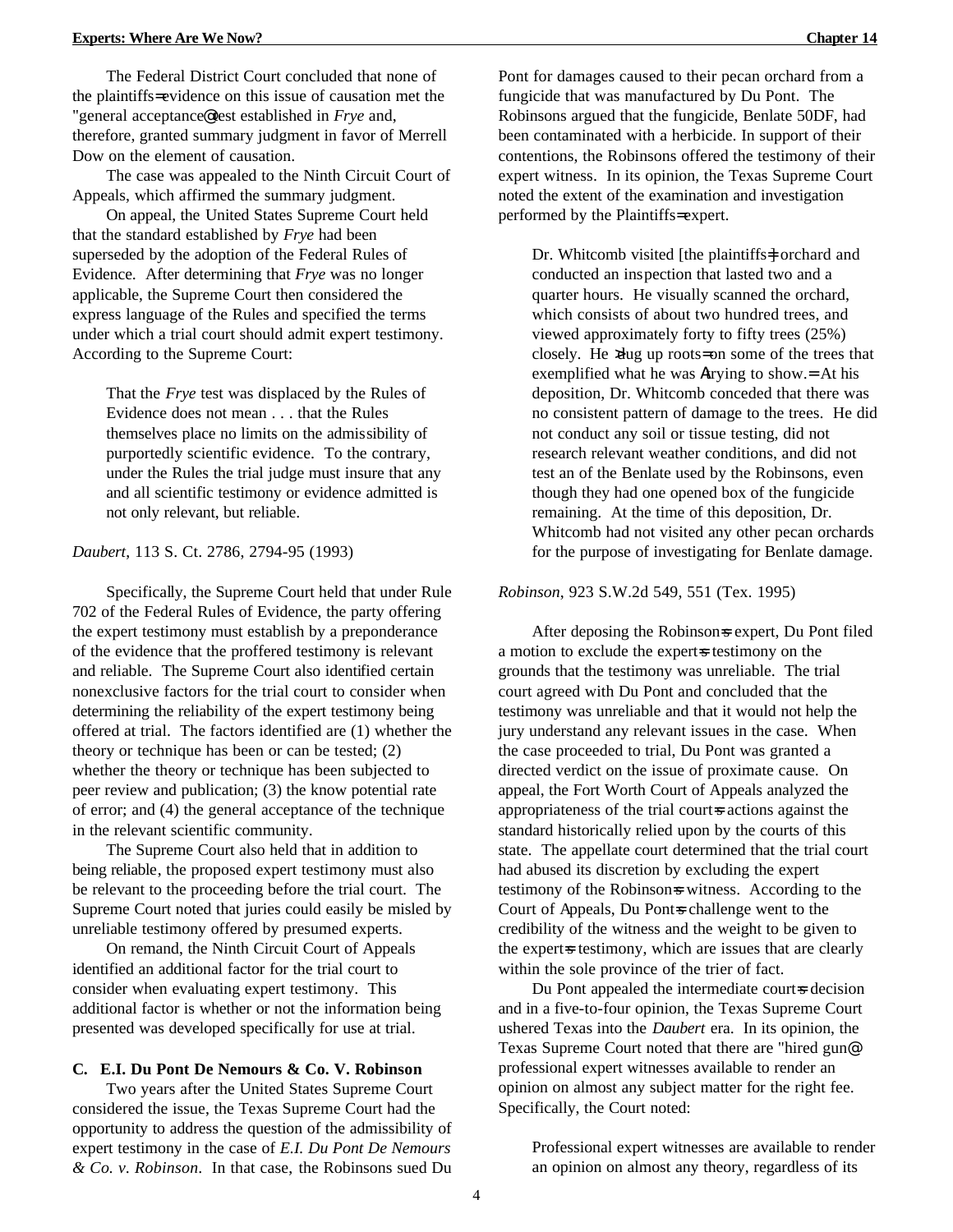The Federal District Court concluded that none of the plaintiffs= evidence on this issue of causation met the "general acceptance@ test established in *Frye* and, therefore, granted summary judgment in favor of Merrell Dow on the element of causation.

The case was appealed to the Ninth Circuit Court of Appeals, which affirmed the summary judgment.

On appeal, the United States Supreme Court held that the standard established by *Frye* had been superseded by the adoption of the Federal Rules of Evidence. After determining that *Frye* was no longer applicable, the Supreme Court then considered the express language of the Rules and specified the terms under which a trial court should admit expert testimony. According to the Supreme Court:

> That the *Frye* test was displaced by the Rules of Evidence does not mean . . . that the Rules themselves place no limits on the admissibility of purportedly scientific evidence. To the contrary, under the Rules the trial judge must insure that any and all scientific testimony or evidence admitted is not only relevant, but reliable.

*Daubert*, 113 S. Ct. 2786, 2794-95 (1993)

Specifically, the Supreme Court held that under Rule 702 of the Federal Rules of Evidence, the party offering the expert testimony must establish by a preponderance of the evidence that the proffered testimony is relevant and reliable. The Supreme Court also identified certain nonexclusive factors for the trial court to consider when determining the reliability of the expert testimony being offered at trial. The factors identified are (1) whether the theory or technique has been or can be tested; (2) whether the theory or technique has been subjected to peer review and publication; (3) the know potential rate of error; and (4) the general acceptance of the technique in the relevant scientific community.

The Supreme Court also held that in addition to being reliable, the proposed expert testimony must also be relevant to the proceeding before the trial court. The Supreme Court noted that juries could easily be misled by unreliable testimony offered by presumed experts.

On remand, the Ninth Circuit Court of Appeals identified an additional factor for the trial court to consider when evaluating expert testimony. This additional factor is whether or not the information being presented was developed specifically for use at trial.

### C. E.I. Du Pont De Nemours & Co. V. Robinson

Two years after the United States Supreme Court considered the issue, the Texas Supreme Court had the opportunity to address the question of the admissibility of expert testimony in the case of *E.I. Du Pont De Nemours & Co. v. Robinson*. In that case, the Robinsons sued Du Pont for damages caused to their pecan orchard from a fungicide that was manufactured by Du Pont. The Robinsons argued that the fungicide, Benlate 50DF, had been contaminated with a herbicide. In support of their contentions, the Robinsons offered the testimony of their expert witness. In its opinion, the Texas Supreme Court noted the extent of the examination and investigation performed by the Plaintiffs= expert.

> Dr. Whitcomb visited [the plaintiffs=] orchard and conducted an inspection that lasted two and a quarter hours. He visually scanned the orchard, which consists of about two hundred trees, and viewed approximately forty to fifty trees (25%) closely. He >dug up roots= on some of the trees that exemplified what he was Atrying to show.= At his deposition, Dr. Whitcomb conceded that there was no consistent pattern of damage to the trees. He did not conduct any soil or tissue testing, did not research relevant weather conditions, and did not test an of the Benlate used by the Robinsons, even though they had one opened box of the fungicide remaining. At the time of this deposition, Dr. Whitcomb had not visited any other pecan orchards for the purpose of investigating for Benlate damage.

*Robinson*, 923 S.W.2d 549, 551 (Tex. 1995)

After deposing the Robinson=s expert, Du Pont filed a motion to exclude the expert=s testimony on the grounds that the testimony was unreliable. The trial court agreed with Du Pont and concluded that the testimony was unreliable and that it would not help the jury understand any relevant issues in the case. When the case proceeded to trial, Du Pont was granted a directed verdict on the issue of proximate cause. On appeal, the Fort Worth Court of Appeals analyzed the appropriateness of the trial court=s actions against the standard historically relied upon by the courts of this state. The appellate court determined that the trial court had abused its discretion by excluding the expert testimony of the Robinson=s witness. According to the Court of Appeals, Du Pont=s challenge went to the credibility of the witness and the weight to be given to the expert=s testimony, which are issues that are clearly within the sole province of the trier of fact.

Du Pont appealed the intermediate court=s decision and in a five-to-four opinion, the Texas Supreme Court ushered Texas into the *Daubert* era. In its opinion, the Texas Supreme Court noted that there are "hired gun@ professional expert witnesses available to render an opinion on almost any subject matter for the right fee. Specifically, the Court noted:

> Professional expert witnesses are available to render an opinion on almost any theory, regardless of its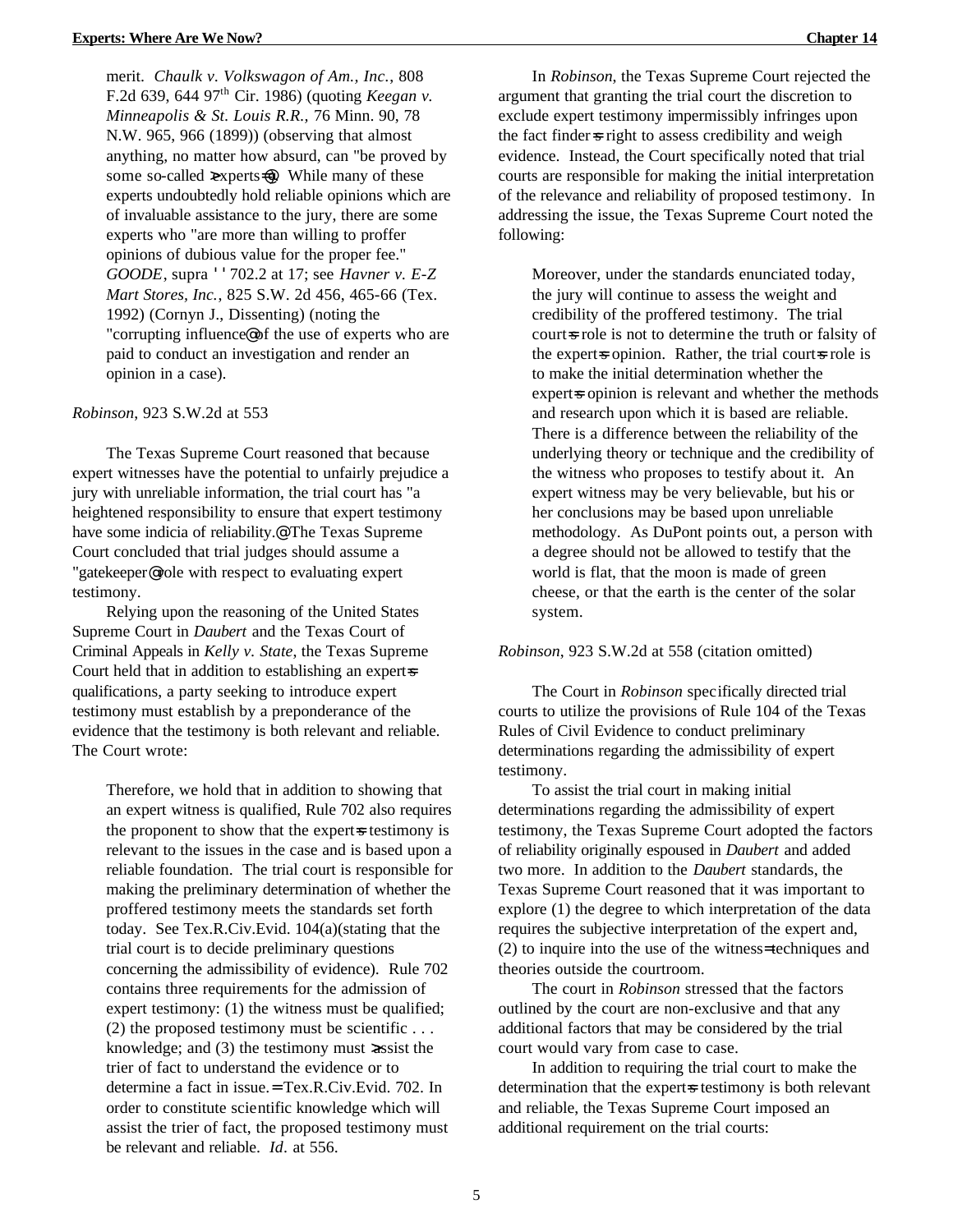merit. *Chaulk v. Volkswagon of Am., Inc.,* 808 F.2d 639, 644 97th Cir. 1986) (quoting *Keegan v. Minneapolis & St. Louis R.R.,* 76 Minn. 90, 78 N.W. 965, 966 (1899)) (observing that almost anything, no matter how absurd, can "be proved by some so-called ≥experts=@). While many of these experts undoubtedly hold reliable opinions which are of invaluable assistance to the jury, there are some experts who "are more than willing to proffer opinions of dubious value for the proper fee." *GOODE*, supra ' ' 702.2 at 17; see *Havner v. E-Z Mart Stores, Inc.,* 825 S.W. 2d 456, 465-66 (Tex. 1992) (Cornyn J., Dissenting) (noting the "corrupting influence@ of the use of experts who are paid to conduct an investigation and render an opinion in a case).

*Robinson*, 923 S.W.2d at 553

The Texas Supreme Court reasoned that because expert witnesses have the potential to unfairly prejudice a jury with unreliable information, the trial court has "a heightened responsibility to ensure that expert testimony have some indicia of reliability.@ The Texas Supreme Court concluded that trial judges should assume a "gatekeeper@ role with respect to evaluating expert testimony.

Relying upon the reasoning of the United States Supreme Court in *Daubert* and the Texas Court of Criminal Appeals in *Kelly v. State,* the Texas Supreme Court held that in addition to establishing an expert=s qualifications, a party seeking to introduce expert testimony must establish by a preponderance of the evidence that the testimony is both relevant and reliable. The Court wrote:

> Therefore, we hold that in addition to showing that an expert witness is qualified, Rule 702 also requires the proponent to show that the expert=s testimony is relevant to the issues in the case and is based upon a reliable foundation. The trial court is responsible for making the preliminary determination of whether the proffered testimony meets the standards set forth today. See Tex.R.Civ.Evid. 104(a)(stating that the trial court is to decide preliminary questions concerning the admissibility of evidence). Rule 702 contains three requirements for the admission of expert testimony: (1) the witness must be qualified; (2) the proposed testimony must be scientific . . . knowledge; and (3) the testimony must ≥assist the trier of fact to understand the evidence or to determine a fact in issue.= Tex.R.Civ.Evid. 702. In order to constitute scientific knowledge which will assist the trier of fact, the proposed testimony must be relevant and reliable. *Id*. at 556.

In *Robinson,* the Texas Supreme Court rejected the argument that granting the trial court the discretion to exclude expert testimony impermissibly infringes upon the fact finder=s right to assess credibility and weigh evidence. Instead, the Court specifically noted that trial courts are responsible for making the initial interpretation of the relevance and reliability of proposed testimony. In addressing the issue, the Texas Supreme Court noted the following:

> Moreover, under the standards enunciated today, the jury will continue to assess the weight and credibility of the proffered testimony. The trial court=s role is not to determine the truth or falsity of the expert=s opinion. Rather, the trial court=s role is to make the initial determination whether the expert=s opinion is relevant and whether the methods and research upon which it is based are reliable. There is a difference between the reliability of the underlying theory or technique and the credibility of the witness who proposes to testify about it. An expert witness may be very believable, but his or her conclusions may be based upon unreliable methodology. As DuPont points out, a person with a degree should not be allowed to testify that the world is flat, that the moon is made of green cheese, or that the earth is the center of the solar system.

*Robinson*, 923 S.W.2d at 558 (citation omitted)

The Court in *Robinson* specifically directed trial courts to utilize the provisions of Rule 104 of the Texas Rules of Civil Evidence to conduct preliminary determinations regarding the admissibility of expert testimony.

To assist the trial court in making initial determinations regarding the admissibility of expert testimony, the Texas Supreme Court adopted the factors of reliability originally espoused in *Daubert* and added two more. In addition to the *Daubert* standards, the Texas Supreme Court reasoned that it was important to explore (1) the degree to which interpretation of the data requires the subjective interpretation of the expert and, (2) to inquire into the use of the witness=techniques and theories outside the courtroom.

The court in *Robinson* stressed that the factors outlined by the court are non-exclusive and that any additional factors that may be considered by the trial court would vary from case to case.

In addition to requiring the trial court to make the determination that the expert=s testimony is both relevant and reliable, the Texas Supreme Court imposed an additional requirement on the trial courts: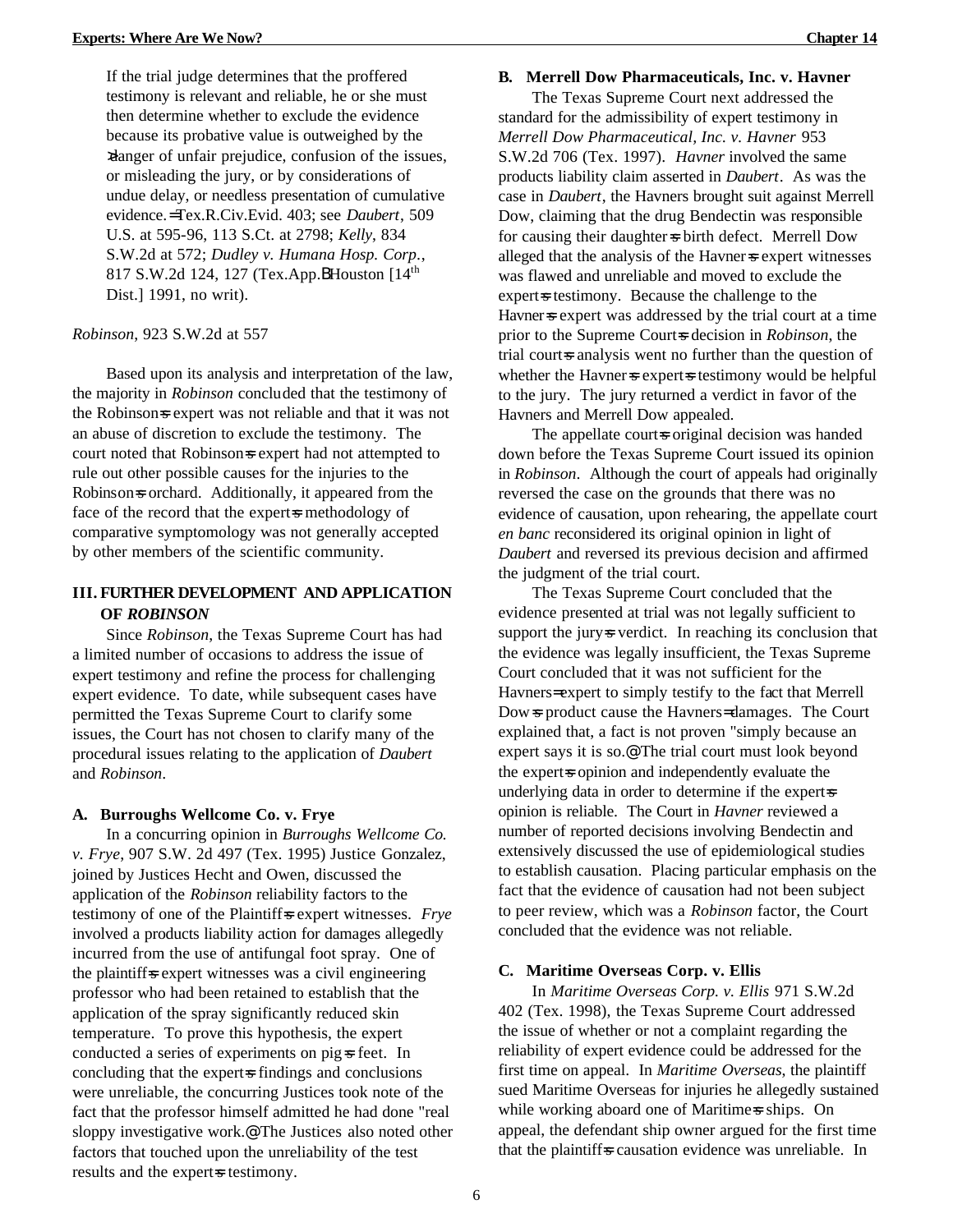If the trial judge determines that the proffered testimony is relevant and reliable, he or she must then determine whether to exclude the evidence because its probative value is outweighed by the >danger of unfair prejudice, confusion of the issues, or misleading the jury, or by considerations of undue delay, or needless presentation of cumulative evidence.= Tex.R.Civ.Evid. 403; see *Daubert*, 509 U.S. at 595-96, 113 S.Ct. at 2798; *Kelly*, 834 S.W.2d at 572; *Dudley v. Humana Hosp. Corp.*, 817 S.W.2d 124, 127 (Tex.App.BHouston [14th Dist.] 1991, no writ).

*Robinson*, 923 S.W.2d at 557

Based upon its analysis and interpretation of the law, the majority in *Robinson* concluded that the testimony of the Robinson=s expert was not reliable and that it was not an abuse of discretion to exclude the testimony. The court noted that Robinson=s expert had not attempted to rule out other possible causes for the injuries to the Robinson=s orchard. Additionally, it appeared from the face of the record that the expert=s methodology of comparative symptomology was not generally accepted by other members of the scientific community.

## III. FURTHER DEVELOPMENT AND APPLICATION OF *ROBINSON*

Since *Robinson*, the Texas Supreme Court has had a limited number of occasions to address the issue of expert testimony and refine the process for challenging expert evidence. To date, while subsequent cases have permitted the Texas Supreme Court to clarify some issues, the Court has not chosen to clarify many of the procedural issues relating to the application of *Daubert* and *Robinson*.

### A. Burroughs Wellcome Co. v. Frye

In a concurring opinion in *Burroughs Wellcome Co. v. Frye*, 907 S.W. 2d 497 (Tex. 1995) Justice Gonzalez, joined by Justices Hecht and Owen, discussed the application of the *Robinson* reliability factors to the testimony of one of the Plaintiff=s expert witnesses. *Frye* involved a products liability action for damages allegedly incurred from the use of antifungal foot spray. One of the plaintiff=s expert witnesses was a civil engineering professor who had been retained to establish that the application of the spray significantly reduced skin temperature. To prove this hypothesis, the expert conducted a series of experiments on pig=s feet. In concluding that the expert=s findings and conclusions were unreliable, the concurring Justices took note of the fact that the professor himself admitted he had done "real sloppy investigative work.@ The Justices also noted other factors that touched upon the unreliability of the test results and the expert=s testimony.

### B. Merrell Dow Pharmaceuticals, Inc. v. Havner

The Texas Supreme Court next addressed the standard for the admissibility of expert testimony in *Merrell Dow Pharmaceutical, Inc. v. Havner* 953 S.W.2d 706 (Tex. 1997). *Havner* involved the same products liability claim asserted in *Daubert*. As was the case in *Daubert*, the Havners brought suit against Merrell Dow, claiming that the drug Bendectin was responsible for causing their daughter=s birth defect. Merrell Dow alleged that the analysis of the Havner=s expert witnesses was flawed and unreliable and moved to exclude the expert=s testimony. Because the challenge to the Havner=s expert was addressed by the trial court at a time prior to the Supreme Court=s decision in *Robinson*, the trial court=s analysis went no further than the question of whether the Havner=s expert=s testimony would be helpful to the jury. The jury returned a verdict in favor of the Havners and Merrell Dow appealed.

The appellate court=s original decision was handed down before the Texas Supreme Court issued its opinion in *Robinson*. Although the court of appeals had originally reversed the case on the grounds that there was no evidence of causation, upon rehearing, the appellate court *en banc* reconsidered its original opinion in light of *Daubert* and reversed its previous decision and affirmed the judgment of the trial court.

The Texas Supreme Court concluded that the evidence presented at trial was not legally sufficient to support the jury=s verdict. In reaching its conclusion that the evidence was legally insufficient, the Texas Supreme Court concluded that it was not sufficient for the Havners= expert to simply testify to the fact that Merrell Dow=s product cause the Havners= damages. The Court explained that, a fact is not proven "simply because an expert says it is so.@ The trial court must look beyond the expert=s opinion and independently evaluate the underlying data in order to determine if the expert=s opinion is reliable. The Court in *Havner* reviewed a number of reported decisions involving Bendectin and extensively discussed the use of epidemiological studies to establish causation. Placing particular emphasis on the fact that the evidence of causation had not been subject to peer review, which was a *Robinson* factor, the Court concluded that the evidence was not reliable.

### C. Maritime Overseas Corp. v. Ellis

In *Maritime Overseas Corp. v. Ellis* 971 S.W.2d 402 (Tex. 1998), the Texas Supreme Court addressed the issue of whether or not a complaint regarding the reliability of expert evidence could be addressed for the first time on appeal. In *Maritime Overseas*, the plaintiff sued Maritime Overseas for injuries he allegedly sustained while working aboard one of Maritime=s ships. On appeal, the defendant ship owner argued for the first time that the plaintiff=s causation evidence was unreliable. In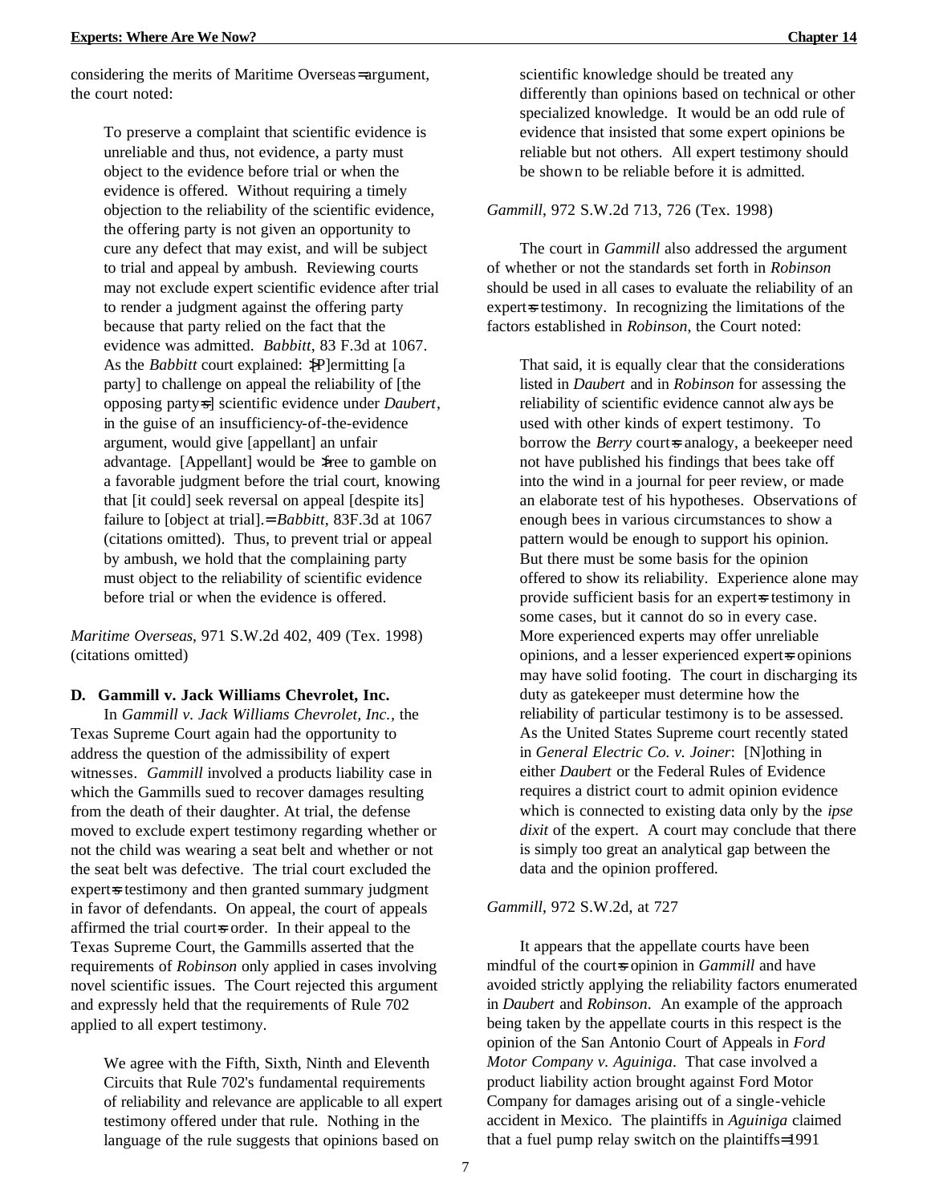considering the merits of Maritime Overseas= argument, the court noted:

> To preserve a complaint that scientific evidence is unreliable and thus, not evidence, a party must object to the evidence before trial or when the evidence is offered. Without requiring a timely objection to the reliability of the scientific evidence, the offering party is not given an opportunity to cure any defect that may exist, and will be subject to trial and appeal by ambush. Reviewing courts may not exclude expert scientific evidence after trial to render a judgment against the offering party because that party relied on the fact that the evidence was admitted. *Babbitt*, 83 F.3d at 1067. As the *Babbitt* court explained: >[P]ermitting [a party] to challenge on appeal the reliability of [the opposing party=s] scientific evidence under *Daubert*, in the guise of an insufficiency-of-the-evidence argument, would give [appellant] an unfair advantage. [Appellant] would be >free to gamble on a favorable judgment before the trial court, knowing that [it could] seek reversal on appeal [despite its] failure to [object at trial].= *Babbitt*, 83F.3d at 1067 (citations omitted). Thus, to prevent trial or appeal by ambush, we hold that the complaining party must object to the reliability of scientific evidence before trial or when the evidence is offered.

*Maritime Overseas*, 971 S.W.2d 402, 409 (Tex. 1998) (citations omitted)

### D. Gammill v. Jack Williams Chevrolet, Inc.

In *Gammill v. Jack Williams Chevrolet, Inc.*, the Texas Supreme Court again had the opportunity to address the question of the admissibility of expert witnesses. *Gammill* involved a products liability case in which the Gammills sued to recover damages resulting from the death of their daughter. At trial, the defense moved to exclude expert testimony regarding whether or not the child was wearing a seat belt and whether or not the seat belt was defective. The trial court excluded the expert=s testimony and then granted summary judgment in favor of defendants. On appeal, the court of appeals affirmed the trial court=s order. In their appeal to the Texas Supreme Court, the Gammills asserted that the requirements of *Robinson* only applied in cases involving novel scientific issues. The Court rejected this argument and expressly held that the requirements of Rule 702 applied to all expert testimony.

> We agree with the Fifth, Sixth, Ninth and Eleventh Circuits that Rule 702's fundamental requirements of reliability and relevance are applicable to all expert testimony offered under that rule. Nothing in the language of the rule suggests that opinions based on scientific knowledge should be treated any differently than opinions based on technical or other specialized knowledge. It would be an odd rule of evidence that insisted that some expert opinions be reliable but not others. All expert testimony should be shown to be reliable before it is admitted.

*Gammill*, 972 S.W.2d 713, 726 (Tex. 1998)

The court in *Gammill* also addressed the argument of whether or not the standards set forth in *Robinson* should be used in all cases to evaluate the reliability of an expert=s testimony. In recognizing the limitations of the factors established in *Robinson*, the Court noted:

> That said, it is equally clear that the considerations listed in *Daubert* and in *Robinson* for assessing the reliability of scientific evidence cannot always be used with other kinds of expert testimony. To borrow the *Berry* court=s analogy, a beekeeper need not have published his findings that bees take off into the wind in a journal for peer review, or made an elaborate test of his hypotheses. Observations of enough bees in various circumstances to show a pattern would be enough to support his opinion. But there must be some basis for the opinion offered to show its reliability. Experience alone may provide sufficient basis for an expert=s testimony in some cases, but it cannot do so in every case. More experienced experts may offer unreliable opinions, and a lesser experienced expert=s opinions may have solid footing. The court in discharging its duty as gatekeeper must determine how the reliability of particular testimony is to be assessed. As the United States Supreme court recently stated in *General Electric Co. v. Joiner*: [N]othing in either *Daubert* or the Federal Rules of Evidence requires a district court to admit opinion evidence which is connected to existing data only by the *ipse dixit* of the expert. A court may conclude that there is simply too great an analytical gap between the data and the opinion proffered.

*Gammill*, 972 S.W.2d, at 727

It appears that the appellate courts have been mindful of the court=s opinion in *Gammill* and have avoided strictly applying the reliability factors enumerated in *Daubert* and *Robinson*. An example of the approach being taken by the appellate courts in this respect is the opinion of the San Antonio Court of Appeals in *Ford Motor Company v. Aguiniga*. That case involved a product liability action brought against Ford Motor Company for damages arising out of a single-vehicle accident in Mexico. The plaintiffs in *Aguiniga* claimed that a fuel pump relay switch on the plaintiffs=1991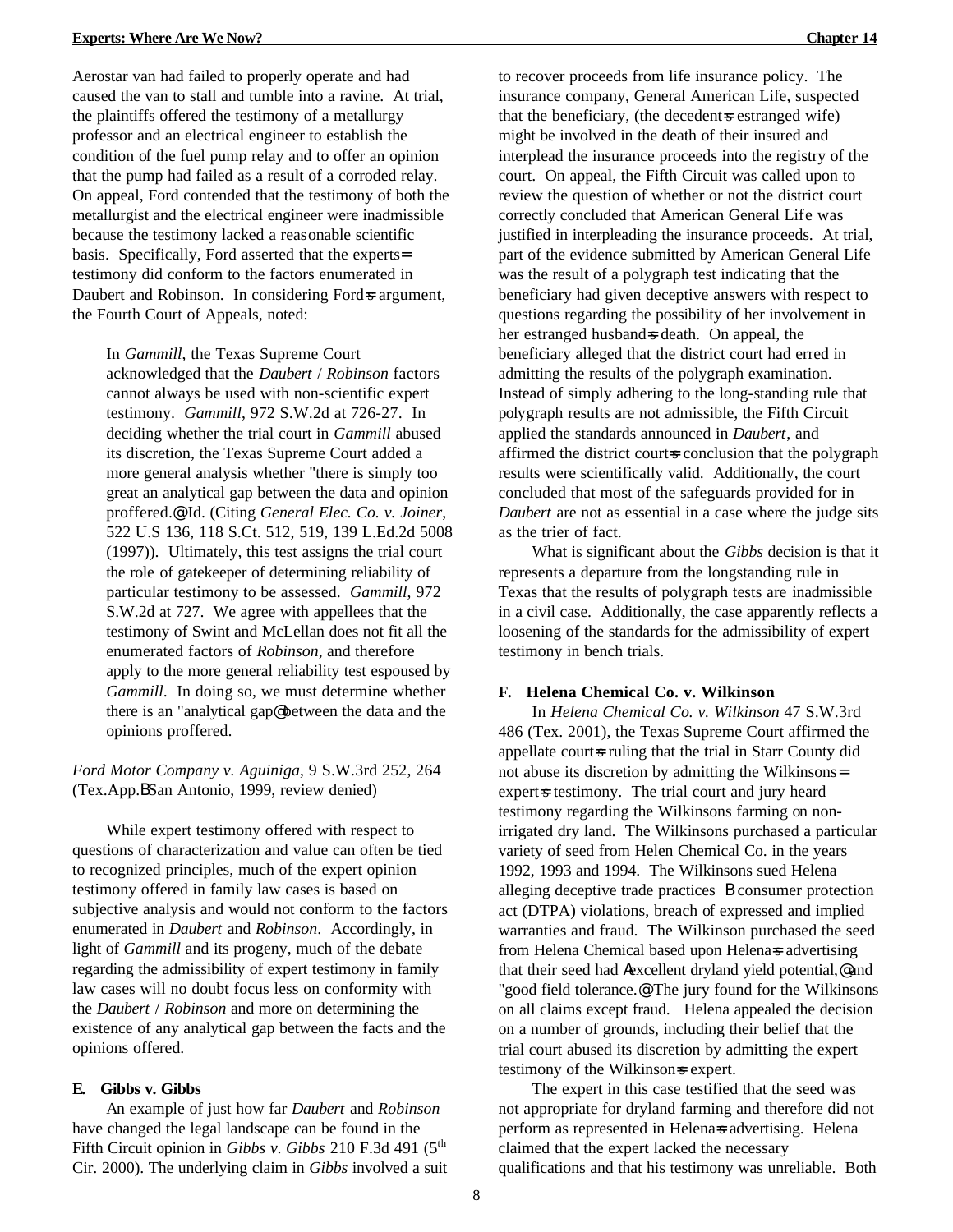Aerostar van had failed to properly operate and had caused the van to stall and tumble into a ravine. At trial, the plaintiffs offered the testimony of a metallurgy professor and an electrical engineer to establish the condition of the fuel pump relay and to offer an opinion that the pump had failed as a result of a corroded relay. On appeal, Ford contended that the testimony of both the metallurgist and the electrical engineer were inadmissible because the testimony lacked a reasonable scientific basis. Specifically, Ford asserted that the experts= testimony did conform to the factors enumerated in Daubert and Robinson. In considering Ford=s argument, the Fourth Court of Appeals, noted:

> In *Gammill*, the Texas Supreme Court acknowledged that the *Daubert* / *Robinson* factors cannot always be used with non-scientific expert testimony. *Gammill*, 972 S.W.2d at 726-27. In deciding whether the trial court in *Gammill* abused its discretion, the Texas Supreme Court added a more general analysis whether "there is simply too great an analytical gap between the data and opinion proffered.@ Id. (Citing *General Elec. Co. v. Joiner*, 522 U.S 136, 118 S.Ct. 512, 519, 139 L.Ed.2d 5008 (1997)). Ultimately, this test assigns the trial court the role of gatekeeper of determining reliability of particular testimony to be assessed. *Gammill*, 972 S.W.2d at 727. We agree with appellees that the testimony of Swint and McLellan does not fit all the enumerated factors of *Robinson*, and therefore apply to the more general reliability test espoused by *Gammill*. In doing so, we must determine whether there is an "analytical gap@ between the data and the opinions proffered.

*Ford Motor Company v. Aguiniga*, 9 S.W.3rd 252, 264 (Tex.App.BSan Antonio, 1999, review denied)

While expert testimony offered with respect to questions of characterization and value can often be tied to recognized principles, much of the expert opinion testimony offered in family law cases is based on subjective analysis and would not conform to the factors enumerated in *Daubert* and *Robinson*. Accordingly, in light of *Gammill* and its progeny, much of the debate regarding the admissibility of expert testimony in family law cases will no doubt focus less on conformity with the *Daubert* / *Robinson* and more on determining the existence of any analytical gap between the facts and the opinions offered.

#### E. Gibbs v. Gibbs

An example of just how far *Daubert* and *Robinson* have changed the legal landscape can be found in the Fifth Circuit opinion in *Gibbs v. Gibbs* 210 F.3d 491 (5th Cir. 2000). The underlying claim in *Gibbs* involved a suit to recover proceeds from life insurance policy. The insurance company, General American Life, suspected that the beneficiary, (the decedent=s estranged wife) might be involved in the death of their insured and interplead the insurance proceeds into the registry of the court. On appeal, the Fifth Circuit was called upon to review the question of whether or not the district court correctly concluded that American General Life was justified in interpleading the insurance proceeds. At trial, part of the evidence submitted by American General Life was the result of a polygraph test indicating that the beneficiary had given deceptive answers with respect to questions regarding the possibility of her involvement in her estranged husband=s death. On appeal, the beneficiary alleged that the district court had erred in admitting the results of the polygraph examination. Instead of simply adhering to the long-standing rule that polygraph results are not admissible, the Fifth Circuit applied the standards announced in *Daubert*, and affirmed the district court=s conclusion that the polygraph results were scientifically valid. Additionally, the court concluded that most of the safeguards provided for in *Daubert* are not as essential in a case where the judge sits as the trier of fact.

What is significant about the *Gibbs* decision is that it represents a departure from the longstanding rule in Texas that the results of polygraph tests are inadmissible in a civil case. Additionally, the case apparently reflects a loosening of the standards for the admissibility of expert testimony in bench trials.

#### F. Helena Chemical Co. v. Wilkinson

In *Helena Chemical Co. v. Wilkinson* 47 S.W.3rd 486 (Tex. 2001), the Texas Supreme Court affirmed the appellate court=s ruling that the trial in Starr County did not abuse its discretion by admitting the Wilkinsons= expert=s testimony. The trial court and jury heard testimony regarding the Wilkinsons farming on non-irrigated dry land. The Wilkinsons purchased a particular variety of seed from Helen Chemical Co. in the years 1992, 1993 and 1994. The Wilkinsons sued Helena alleging deceptive trade practices B consumer protection act (DTPA) violations, breach of expressed and implied warranties and fraud. The Wilkinson purchased the seed from Helena Chemical based upon Helena=s advertising that their seed had Aexcellent dryland yield potential,@ and "good field tolerance.@ The jury found for the Wilkinsons on all claims except fraud. Helena appealed the decision on a number of grounds, including their belief that the trial court abused its discretion by admitting the expert testimony of the Wilkinson=s expert.

The expert in this case testified that the seed was not appropriate for dryland farming and therefore did not perform as represented in Helena=s advertising. Helena claimed that the expert lacked the necessary qualifications and that his testimony was unreliable. Both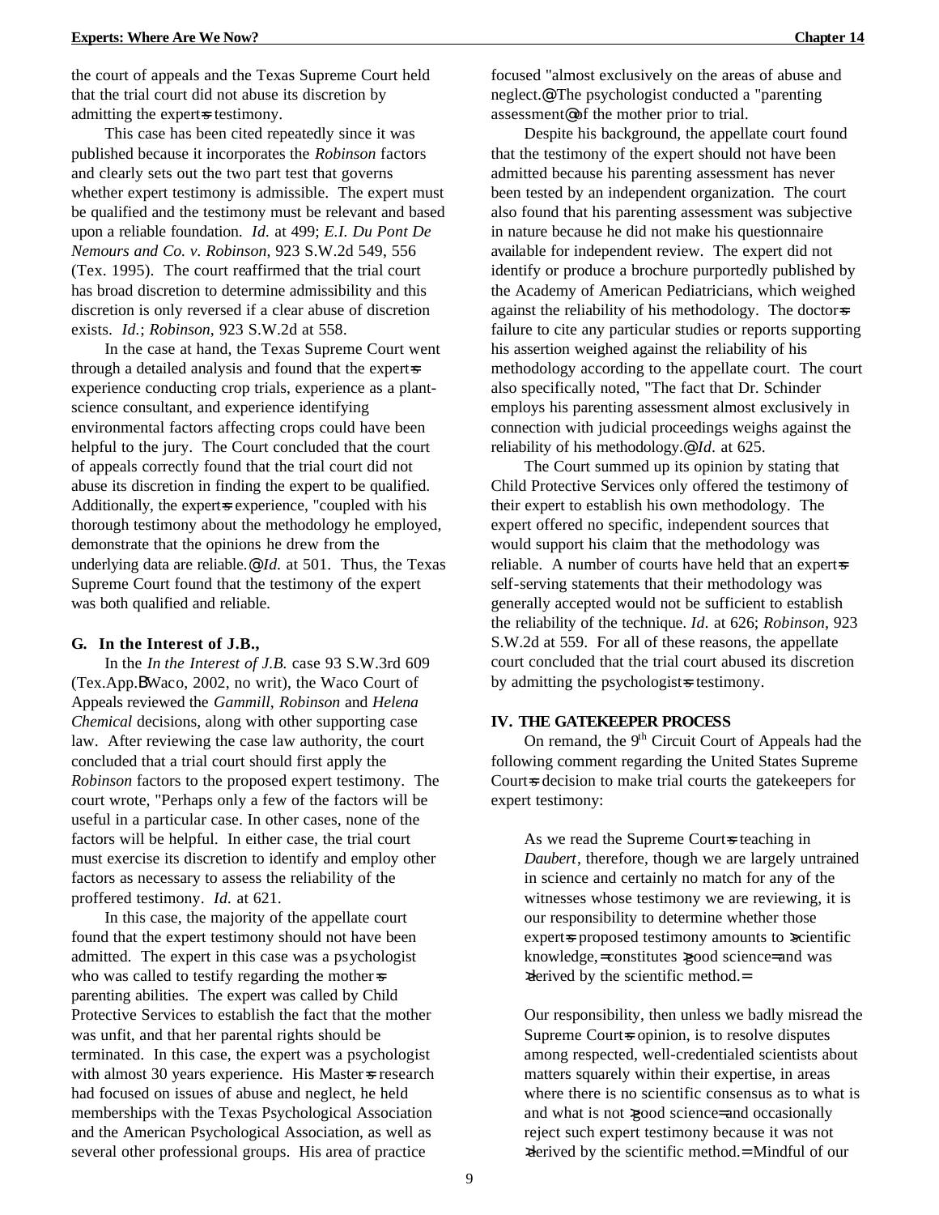the court of appeals and the Texas Supreme Court held that the trial court did not abuse its discretion by admitting the expert=s testimony.

This case has been cited repeatedly since it was published because it incorporates the *Robinson* factors and clearly sets out the two part test that governs whether expert testimony is admissible. The expert must be qualified and the testimony must be relevant and based upon a reliable foundation. *Id.* at 499; *E.I. Du Pont De Nemours and Co. v. Robinson*, 923 S.W.2d 549, 556 (Tex. 1995). The court reaffirmed that the trial court has broad discretion to determine admissibility and this discretion is only reversed if a clear abuse of discretion exists. *Id.*; *Robinson*, 923 S.W.2d at 558.

In the case at hand, the Texas Supreme Court went through a detailed analysis and found that the expert=s experience conducting crop trials, experience as a plant-science consultant, and experience identifying environmental factors affecting crops could have been helpful to the jury. The Court concluded that the court of appeals correctly found that the trial court did not abuse its discretion in finding the expert to be qualified. Additionally, the expert=s experience, "coupled with his thorough testimony about the methodology he employed, demonstrate that the opinions he drew from the underlying data are reliable.@ *Id.* at 501. Thus, the Texas Supreme Court found that the testimony of the expert was both qualified and reliable.

### G. In the Interest of J.B.,

In the *In the Interest of J.B.* case 93 S.W.3rd 609 (Tex.App.BWaco, 2002, no writ), the Waco Court of Appeals reviewed the *Gammill*, *Robinson* and *Helena Chemical* decisions, along with other supporting case law. After reviewing the case law authority, the court concluded that a trial court should first apply the *Robinson* factors to the proposed expert testimony. The court wrote, "Perhaps only a few of the factors will be useful in a particular case. In other cases, none of the factors will be helpful. In either case, the trial court must exercise its discretion to identify and employ other factors as necessary to assess the reliability of the proffered testimony. *Id.* at 621.

In this case, the majority of the appellate court found that the expert testimony should not have been admitted. The expert in this case was a psychologist who was called to testify regarding the mother=s parenting abilities. The expert was called by Child Protective Services to establish the fact that the mother was unfit, and that her parental rights should be terminated. In this case, the expert was a psychologist with almost 30 years experience. His Master=s research had focused on issues of abuse and neglect, he held memberships with the Texas Psychological Association and the American Psychological Association, as well as several other professional groups. His area of practice focused "almost exclusively on the areas of abuse and neglect.@ The psychologist conducted a "parenting assessment@ of the mother prior to trial.

Despite his background, the appellate court found that the testimony of the expert should not have been admitted because his parenting assessment has never been tested by an independent organization. The court also found that his parenting assessment was subjective in nature because he did not make his questionnaire available for independent review. The expert did not identify or produce a brochure purportedly published by the Academy of American Pediatricians, which weighed against the reliability of his methodology. The doctor=s failure to cite any particular studies or reports supporting his assertion weighed against the reliability of his methodology according to the appellate court. The court also specifically noted, "The fact that Dr. Schinder employs his parenting assessment almost exclusively in connection with judicial proceedings weighs against the reliability of his methodology.@ *Id.* at 625.

The Court summed up its opinion by stating that Child Protective Services only offered the testimony of their expert to establish his own methodology. The expert offered no specific, independent sources that would support his claim that the methodology was reliable. A number of courts have held that an expert=s self-serving statements that their methodology was generally accepted would not be sufficient to establish the reliability of the technique. *Id.* at 626; *Robinson*, 923 S.W.2d at 559. For all of these reasons, the appellate court concluded that the trial court abused its discretion by admitting the psychologist=s testimony.

## IV. THE GATEKEEPER PROCESS

On remand, the 9th Circuit Court of Appeals had the following comment regarding the United States Supreme Court=s decision to make trial courts the gatekeepers for expert testimony:

> As we read the Supreme Court=s teaching in *Daubert*, therefore, though we are largely untrained in science and certainly no match for any of the witnesses whose testimony we are reviewing, it is our responsibility to determine whether those expert=s proposed testimony amounts to >scientific knowledge,= constitutes >good science= and was >derived by the scientific method.=
>
> Our responsibility, then unless we badly misread the Supreme Court=s opinion, is to resolve disputes among respected, well-credentialed scientists about matters squarely within their expertise, in areas where there is no scientific consensus as to what is and what is not >good science= and occasionally reject such expert testimony because it was not >derived by the scientific method.= Mindful of our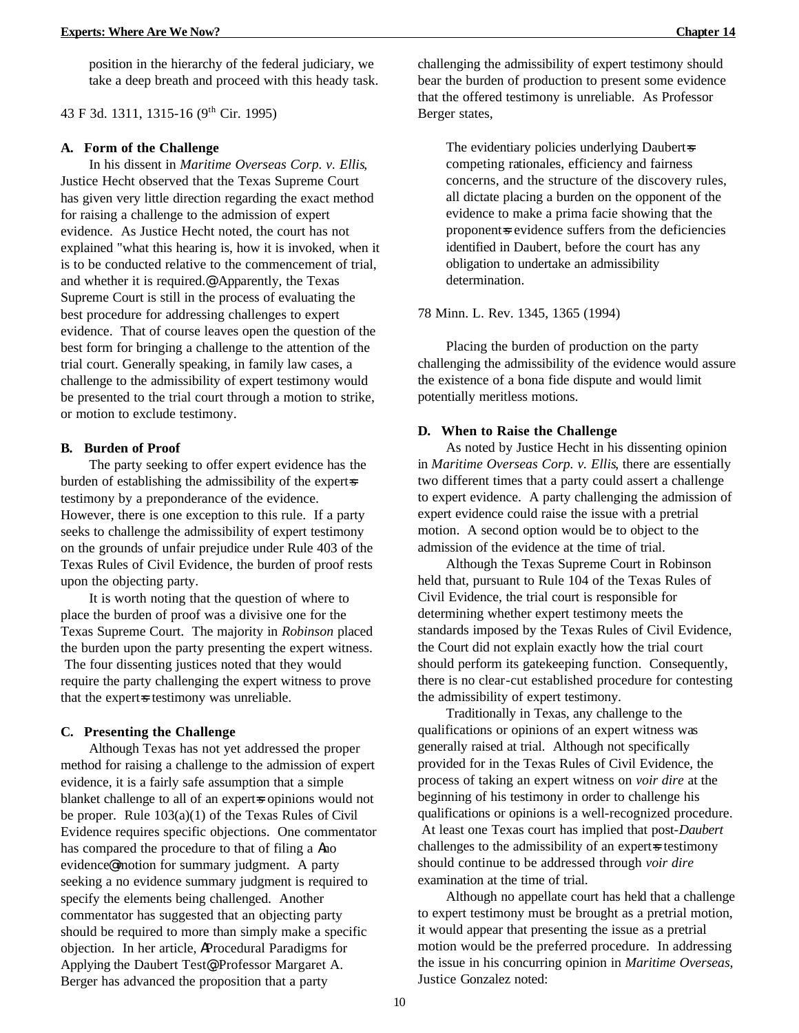position in the hierarchy of the federal judiciary, we take a deep breath and proceed with this heady task.

43 F 3d. 1311, 1315-16 (9th Cir. 1995)

**A. Form of the Challenge**

In his dissent in *Maritime Overseas Corp. v. Ellis*, Justice Hecht observed that the Texas Supreme Court has given very little direction regarding the exact method for raising a challenge to the admission of expert evidence. As Justice Hecht noted, the court has not explained "what this hearing is, how it is invoked, when it is to be conducted relative to the commencement of trial, and whether it is required.@ Apparently, the Texas Supreme Court is still in the process of evaluating the best procedure for addressing challenges to expert evidence. That of course leaves open the question of the best form for bringing a challenge to the attention of the trial court. Generally speaking, in family law cases, a challenge to the admissibility of expert testimony would be presented to the trial court through a motion to strike, or motion to exclude testimony.

**B. Burden of Proof**

The party seeking to offer expert evidence has the burden of establishing the admissibility of the expert=s testimony by a preponderance of the evidence. However, there is one exception to this rule. If a party seeks to challenge the admissibility of expert testimony on the grounds of unfair prejudice under Rule 403 of the Texas Rules of Civil Evidence, the burden of proof rests upon the objecting party.

It is worth noting that the question of where to place the burden of proof was a divisive one for the Texas Supreme Court. The majority in *Robinson* placed the burden upon the party presenting the expert witness. The four dissenting justices noted that they would require the party challenging the expert witness to prove that the expert=s testimony was unreliable.

**C. Presenting the Challenge**

Although Texas has not yet addressed the proper method for raising a challenge to the admission of expert evidence, it is a fairly safe assumption that a simple blanket challenge to all of an expert=s opinions would not be proper. Rule 103(a)(1) of the Texas Rules of Civil Evidence requires specific objections. One commentator has compared the procedure to that of filing a Ano evidence@ motion for summary judgment. A party seeking a no evidence summary judgment is required to specify the elements being challenged. Another commentator has suggested that an objecting party should be required to more than simply make a specific objection. In her article, AProcedural Paradigms for Applying the Daubert Test@, Professor Margaret A. Berger has advanced the proposition that a party challenging the admissibility of expert testimony should bear the burden of production to present some evidence that the offered testimony is unreliable. As Professor Berger states,

> The evidentiary policies underlying Daubert=s competing rationales, efficiency and fairness concerns, and the structure of the discovery rules, all dictate placing a burden on the opponent of the evidence to make a prima facie showing that the proponent=s evidence suffers from the deficiencies identified in Daubert, before the court has any obligation to undertake an admissibility determination.

78 Minn. L. Rev. 1345, 1365 (1994)

Placing the burden of production on the party challenging the admissibility of the evidence would assure the existence of a bona fide dispute and would limit potentially meritless motions.

**D. When to Raise the Challenge**

As noted by Justice Hecht in his dissenting opinion in *Maritime Overseas Corp. v. Ellis*, there are essentially two different times that a party could assert a challenge to expert evidence. A party challenging the admission of expert evidence could raise the issue with a pretrial motion. A second option would be to object to the admission of the evidence at the time of trial.

Although the Texas Supreme Court in Robinson held that, pursuant to Rule 104 of the Texas Rules of Civil Evidence, the trial court is responsible for determining whether expert testimony meets the standards imposed by the Texas Rules of Civil Evidence, the Court did not explain exactly how the trial court should perform its gatekeeping function. Consequently, there is no clear-cut established procedure for contesting the admissibility of expert testimony.

Traditionally in Texas, any challenge to the qualifications or opinions of an expert witness was generally raised at trial. Although not specifically provided for in the Texas Rules of Civil Evidence, the process of taking an expert witness on *voir dire* at the beginning of his testimony in order to challenge his qualifications or opinions is a well-recognized procedure. At least one Texas court has implied that post-*Daubert* challenges to the admissibility of an expert=s testimony should continue to be addressed through *voir dire* examination at the time of trial.

Although no appellate court has held that a challenge to expert testimony must be brought as a pretrial motion, it would appear that presenting the issue as a pretrial motion would be the preferred procedure. In addressing the issue in his concurring opinion in *Maritime Overseas*, Justice Gonzalez noted: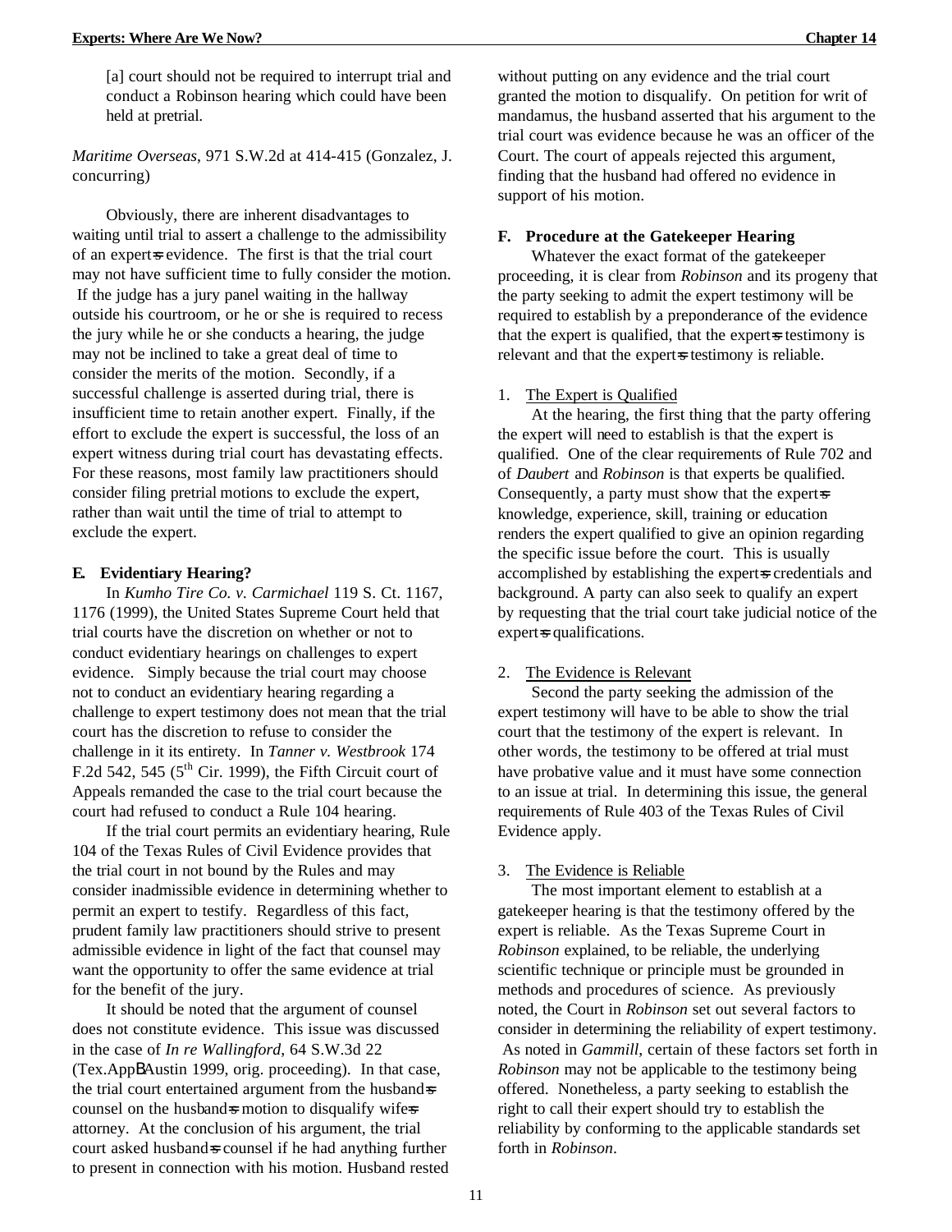[a] court should not be required to interrupt trial and conduct a Robinson hearing which could have been held at pretrial.

*Maritime Overseas*, 971 S.W.2d at 414-415 (Gonzalez, J. concurring)

Obviously, there are inherent disadvantages to waiting until trial to assert a challenge to the admissibility of an expert=s evidence. The first is that the trial court may not have sufficient time to fully consider the motion. If the judge has a jury panel waiting in the hallway outside his courtroom, or he or she is required to recess the jury while he or she conducts a hearing, the judge may not be inclined to take a great deal of time to consider the merits of the motion. Secondly, if a successful challenge is asserted during trial, there is insufficient time to retain another expert. Finally, if the effort to exclude the expert is successful, the loss of an expert witness during trial court has devastating effects. For these reasons, most family law practitioners should consider filing pretrial motions to exclude the expert, rather than wait until the time of trial to attempt to exclude the expert.

**E. Evidentiary Hearing?**

In *Kumho Tire Co. v. Carmichael* 119 S. Ct. 1167, 1176 (1999), the United States Supreme Court held that trial courts have the discretion on whether or not to conduct evidentiary hearings on challenges to expert evidence. Simply because the trial court may choose not to conduct an evidentiary hearing regarding a challenge to expert testimony does not mean that the trial court has the discretion to refuse to consider the challenge in it its entirety. In *Tanner v. Westbrook* 174 F.2d 542, 545 (5th Cir. 1999), the Fifth Circuit court of Appeals remanded the case to the trial court because the court had refused to conduct a Rule 104 hearing.

If the trial court permits an evidentiary hearing, Rule 104 of the Texas Rules of Civil Evidence provides that the trial court in not bound by the Rules and may consider inadmissible evidence in determining whether to permit an expert to testify. Regardless of this fact, prudent family law practitioners should strive to present admissible evidence in light of the fact that counsel may want the opportunity to offer the same evidence at trial for the benefit of the jury.

It should be noted that the argument of counsel does not constitute evidence. This issue was discussed in the case of *In re Wallingford*, 64 S.W.3d 22 (Tex.AppBAustin 1999, orig. proceeding). In that case, the trial court entertained argument from the husband=s counsel on the husband=s motion to disqualify wife=s attorney. At the conclusion of his argument, the trial court asked husband=s counsel if he had anything further to present in connection with his motion. Husband rested without putting on any evidence and the trial court granted the motion to disqualify. On petition for writ of mandamus, the husband asserted that his argument to the trial court was evidence because he was an officer of the Court. The court of appeals rejected this argument, finding that the husband had offered no evidence in support of his motion.

**F. Procedure at the Gatekeeper Hearing**

Whatever the exact format of the gatekeeper proceeding, it is clear from *Robinson* and its progeny that the party seeking to admit the expert testimony will be required to establish by a preponderance of the evidence that the expert is qualified, that the expert=s testimony is relevant and that the expert=s testimony is reliable.

1. The Expert is Qualified

At the hearing, the first thing that the party offering the expert will need to establish is that the expert is qualified. One of the clear requirements of Rule 702 and of *Daubert* and *Robinson* is that experts be qualified. Consequently, a party must show that the expert=s knowledge, experience, skill, training or education renders the expert qualified to give an opinion regarding the specific issue before the court. This is usually accomplished by establishing the expert=s credentials and background. A party can also seek to qualify an expert by requesting that the trial court take judicial notice of the expert=s qualifications.

2. The Evidence is Relevant

Second the party seeking the admission of the expert testimony will have to be able to show the trial court that the testimony of the expert is relevant. In other words, the testimony to be offered at trial must have probative value and it must have some connection to an issue at trial. In determining this issue, the general requirements of Rule 403 of the Texas Rules of Civil Evidence apply.

3. The Evidence is Reliable

The most important element to establish at a gatekeeper hearing is that the testimony offered by the expert is reliable. As the Texas Supreme Court in *Robinson* explained, to be reliable, the underlying scientific technique or principle must be grounded in methods and procedures of science. As previously noted, the Court in *Robinson* set out several factors to consider in determining the reliability of expert testimony. As noted in *Gammill*, certain of these factors set forth in *Robinson* may not be applicable to the testimony being offered. Nonetheless, a party seeking to establish the right to call their expert should try to establish the reliability by conforming to the applicable standards set forth in *Robinson*.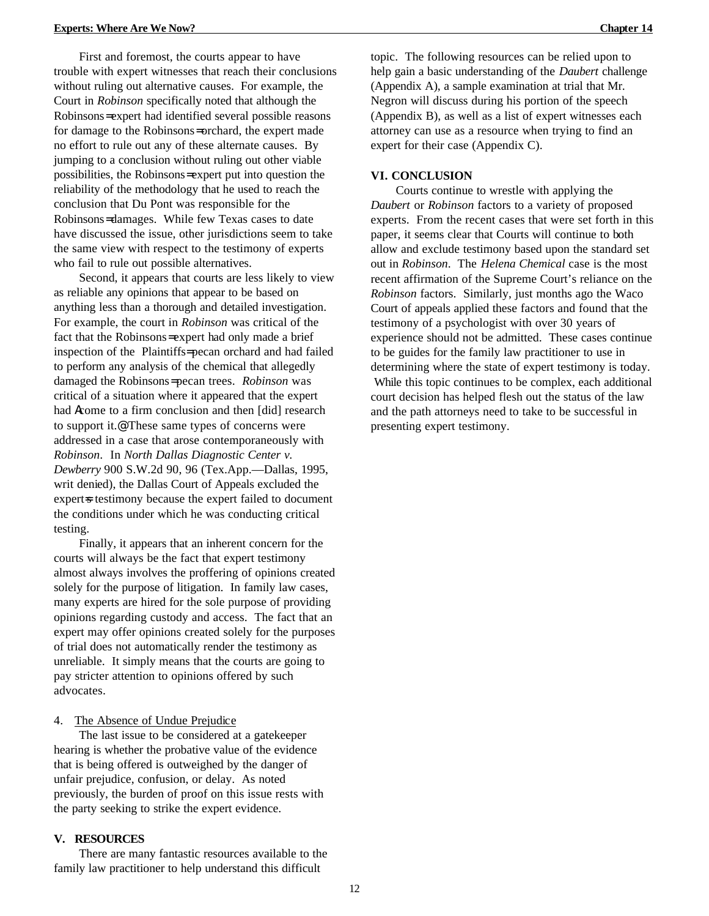First and foremost, the courts appear to have trouble with expert witnesses that reach their conclusions without ruling out alternative causes. For example, the Court in *Robinson* specifically noted that although the Robinsons=expert had identified several possible reasons for damage to the Robinsons=orchard, the expert made no effort to rule out any of these alternate causes. By jumping to a conclusion without ruling out other viable possibilities, the Robinsons=expert put into question the reliability of the methodology that he used to reach the conclusion that Du Pont was responsible for the Robinsons=damages. While few Texas cases to date have discussed the issue, other jurisdictions seem to take the same view with respect to the testimony of experts who fail to rule out possible alternatives.

Second, it appears that courts are less likely to view as reliable any opinions that appear to be based on anything less than a thorough and detailed investigation. For example, the court in *Robinson* was critical of the fact that the Robinsons=expert had only made a brief inspection of the Plaintiffs=pecan orchard and had failed to perform any analysis of the chemical that allegedly damaged the Robinsons=pecan trees. *Robinson* was critical of a situation where it appeared that the expert had Acome to a firm conclusion and then [did] research to support it.@ These same types of concerns were addressed in a case that arose contemporaneously with *Robinson*. In *North Dallas Diagnostic Center v. Dewberry* 900 S.W.2d 90, 96 (Tex.App.—Dallas, 1995, writ denied), the Dallas Court of Appeals excluded the expert=s testimony because the expert failed to document the conditions under which he was conducting critical testing.

Finally, it appears that an inherent concern for the courts will always be the fact that expert testimony almost always involves the proffering of opinions created solely for the purpose of litigation. In family law cases, many experts are hired for the sole purpose of providing opinions regarding custody and access. The fact that an expert may offer opinions created solely for the purposes of trial does not automatically render the testimony as unreliable. It simply means that the courts are going to pay stricter attention to opinions offered by such advocates.

4. The Absence of Undue Prejudice

The last issue to be considered at a gatekeeper hearing is whether the probative value of the evidence that is being offered is outweighed by the danger of unfair prejudice, confusion, or delay. As noted previously, the burden of proof on this issue rests with the party seeking to strike the expert evidence.

## V. RESOURCES

There are many fantastic resources available to the family law practitioner to help understand this difficult topic. The following resources can be relied upon to help gain a basic understanding of the *Daubert* challenge (Appendix A), a sample examination at trial that Mr. Negron will discuss during his portion of the speech (Appendix B), as well as a list of expert witnesses each attorney can use as a resource when trying to find an expert for their case (Appendix C).

## VI. CONCLUSION

Courts continue to wrestle with applying the *Daubert* or *Robinson* factors to a variety of proposed experts. From the recent cases that were set forth in this paper, it seems clear that Courts will continue to both allow and exclude testimony based upon the standard set out in *Robinson*. The *Helena Chemical* case is the most recent affirmation of the Supreme Court's reliance on the *Robinson* factors. Similarly, just months ago the Waco Court of appeals applied these factors and found that the testimony of a psychologist with over 30 years of experience should not be admitted. These cases continue to be guides for the family law practitioner to use in determining where the state of expert testimony is today. While this topic continues to be complex, each additional court decision has helped flesh out the status of the law and the path attorneys need to take to be successful in presenting expert testimony.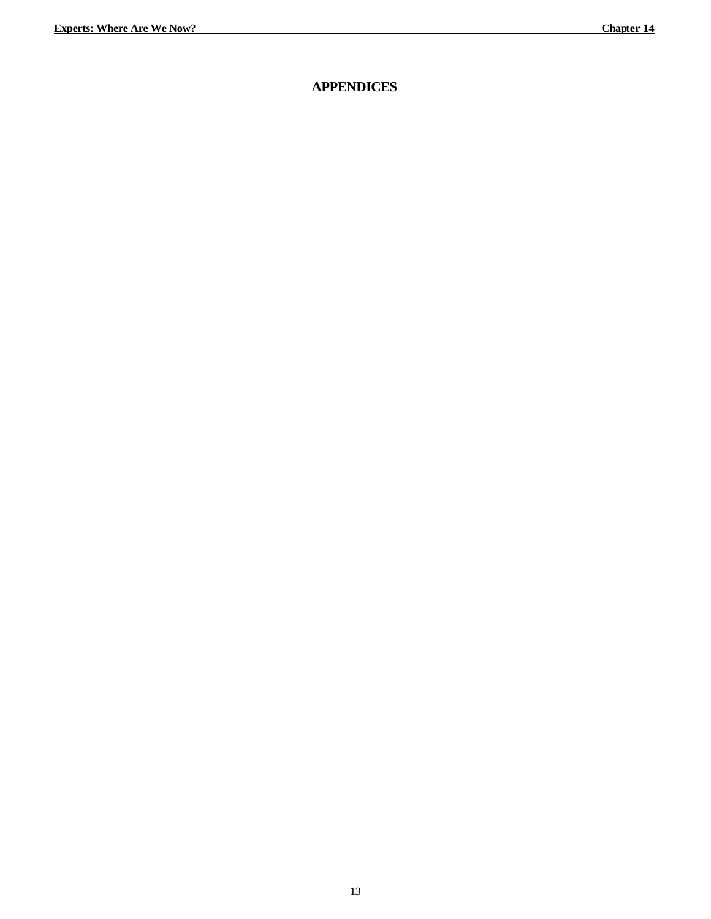# APPENDICES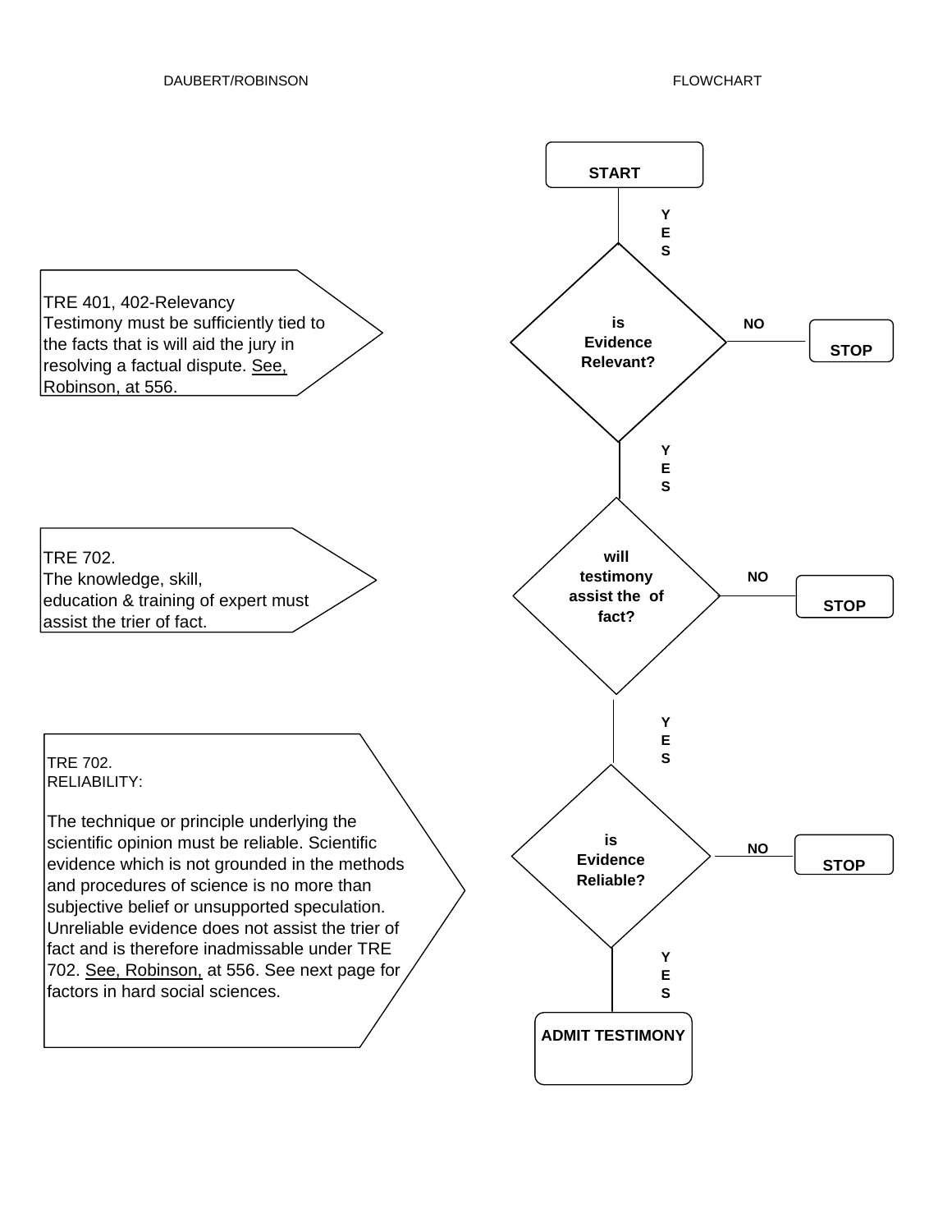DAUBERT/ROBINSON FLOWCHART

**START**

YES

TRE 401, 402-Relevancy
Testimony must be sufficiently tied to the facts that is will aid the jury in resolving a factual dispute. <u>See,</u> Robinson, at 556.

**is Evidence Relevant?** — NO → **STOP**

YES

TRE 702.
The knowledge, skill, education & training of expert must assist the trier of fact.

**will testimony assist the of fact?** — NO → **STOP**

YES

TRE 702.
RELIABILITY:

The technique or principle underlying the scientific opinion must be reliable. Scientific evidence which is not grounded in the methods and procedures of science is no more than subjective belief or unsupported speculation. Unreliable evidence does not assist the trier of fact and is therefore inadmissable under TRE 702. <u>See, Robinson,</u> at 556. See next page for factors in hard social sciences.

**is Evidence Reliable?** — NO → **STOP**

YES

**ADMIT TESTIMONY**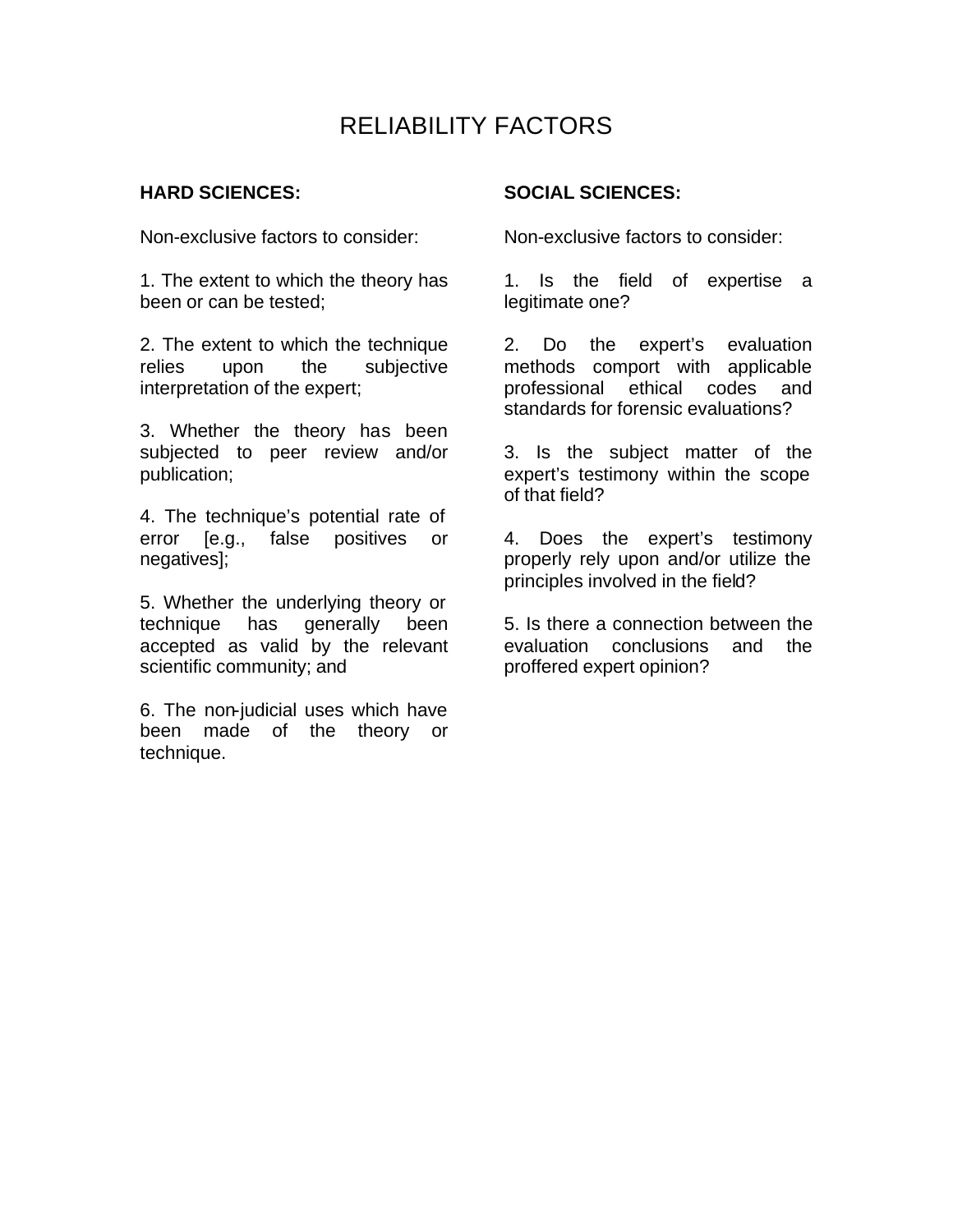# RELIABILITY FACTORS

**HARD SCIENCES:**

Non-exclusive factors to consider:

1. The extent to which the theory has been or can be tested;

2. The extent to which the technique relies upon the subjective interpretation of the expert;

3. Whether the theory has been subjected to peer review and/or publication;

4. The technique's potential rate of error [e.g., false positives or negatives];

5. Whether the underlying theory or technique has generally been accepted as valid by the relevant scientific community; and

6. The non-judicial uses which have been made of the theory or technique.

**SOCIAL SCIENCES:**

Non-exclusive factors to consider:

1. Is the field of expertise a legitimate one?

2. Do the expert's evaluation methods comport with applicable professional ethical codes and standards for forensic evaluations?

3. Is the subject matter of the expert's testimony within the scope of that field?

4. Does the expert's testimony properly rely upon and/or utilize the principles involved in the field?

5. Is there a connection between the evaluation conclusions and the proffered expert opinion?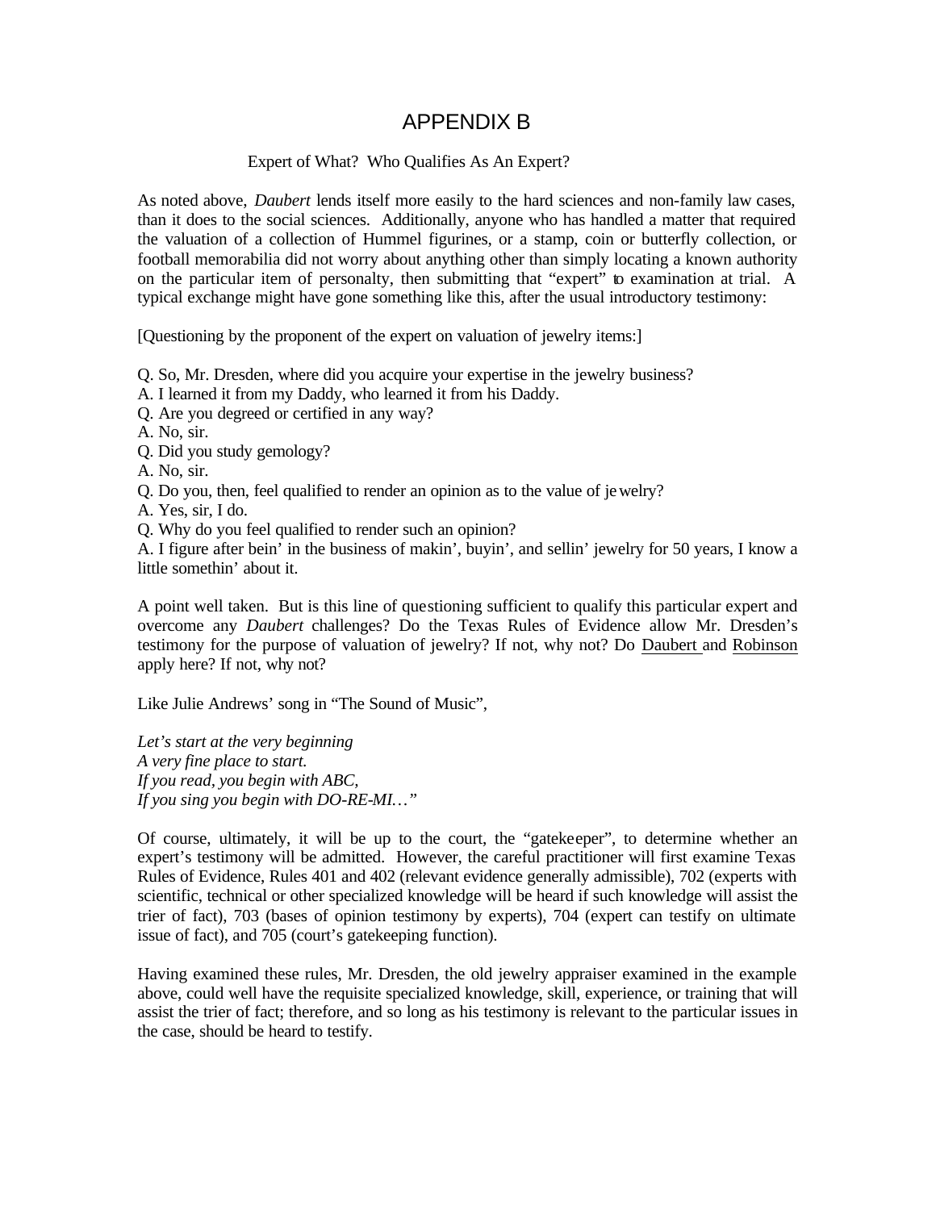# APPENDIX B

Expert of What? Who Qualifies As An Expert?

As noted above, *Daubert* lends itself more easily to the hard sciences and non-family law cases, than it does to the social sciences. Additionally, anyone who has handled a matter that required the valuation of a collection of Hummel figurines, or a stamp, coin or butterfly collection, or football memorabilia did not worry about anything other than simply locating a known authority on the particular item of personalty, then submitting that "expert" to examination at trial. A typical exchange might have gone something like this, after the usual introductory testimony:

[Questioning by the proponent of the expert on valuation of jewelry items:]

Q. So, Mr. Dresden, where did you acquire your expertise in the jewelry business?
A. I learned it from my Daddy, who learned it from his Daddy.
Q. Are you degreed or certified in any way?
A. No, sir.
Q. Did you study gemology?
A. No, sir.
Q. Do you, then, feel qualified to render an opinion as to the value of jewelry?
A. Yes, sir, I do.
Q. Why do you feel qualified to render such an opinion?
A. I figure after bein' in the business of makin', buyin', and sellin' jewelry for 50 years, I know a little somethin' about it.

A point well taken. But is this line of questioning sufficient to qualify this particular expert and overcome any *Daubert* challenges? Do the Texas Rules of Evidence allow Mr. Dresden's testimony for the purpose of valuation of jewelry? If not, why not? Do Daubert and Robinson apply here? If not, why not?

Like Julie Andrews' song in "The Sound of Music",

*Let's start at the very beginning*
*A very fine place to start.*
*If you read, you begin with ABC,*
*If you sing you begin with DO-RE-MI…"*

Of course, ultimately, it will be up to the court, the "gatekeeper", to determine whether an expert's testimony will be admitted. However, the careful practitioner will first examine Texas Rules of Evidence, Rules 401 and 402 (relevant evidence generally admissible), 702 (experts with scientific, technical or other specialized knowledge will be heard if such knowledge will assist the trier of fact), 703 (bases of opinion testimony by experts), 704 (expert can testify on ultimate issue of fact), and 705 (court's gatekeeping function).

Having examined these rules, Mr. Dresden, the old jewelry appraiser examined in the example above, could well have the requisite specialized knowledge, skill, experience, or training that will assist the trier of fact; therefore, and so long as his testimony is relevant to the particular issues in the case, should be heard to testify.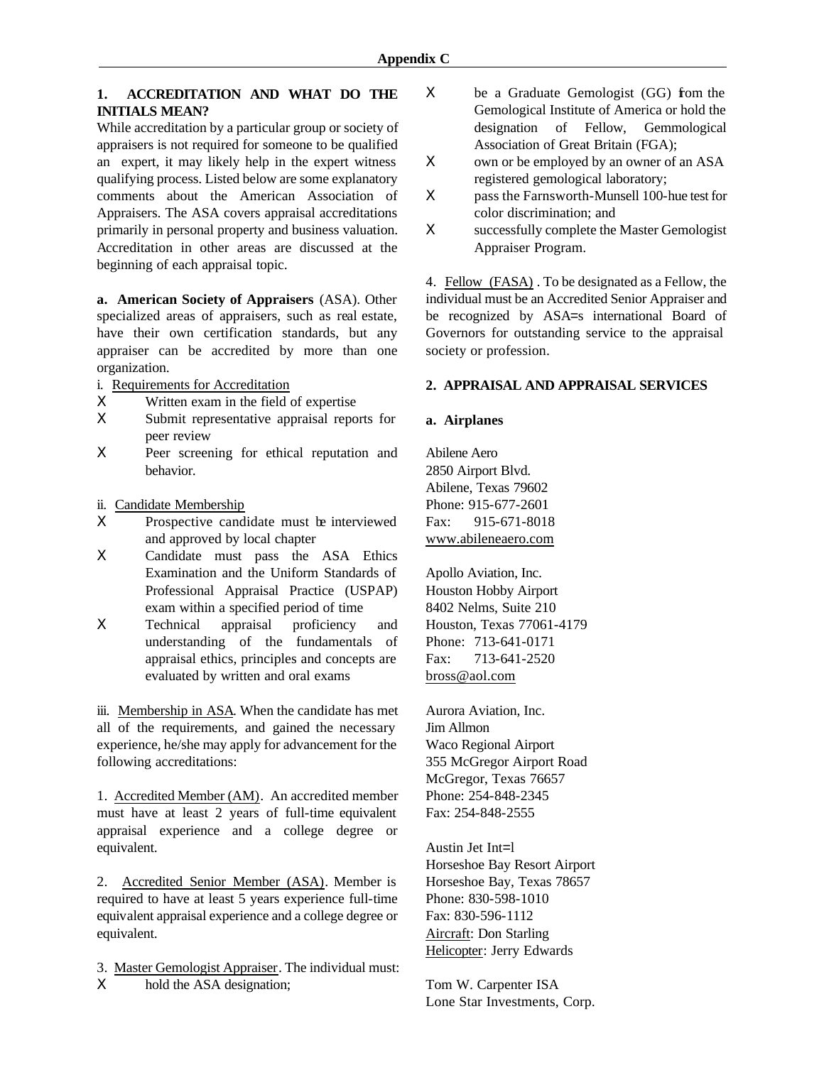**Appendix C**

## 1. ACCREDITATION AND WHAT DO THE INITIALS MEAN?

While accreditation by a particular group or society of appraisers is not required for someone to be qualified an expert, it may likely help in the expert witness qualifying process. Listed below are some explanatory comments about the American Association of Appraisers. The ASA covers appraisal accreditations primarily in personal property and business valuation. Accreditation in other areas are discussed at the beginning of each appraisal topic.

**a. American Society of Appraisers** (ASA). Other specialized areas of appraisers, such as real estate, have their own certification standards, but any appraiser can be accredited by more than one organization.

i. Requirements for Accreditation

- Written exam in the field of expertise
- Submit representative appraisal reports for peer review
- Peer screening for ethical reputation and behavior.

ii. Candidate Membership

- Prospective candidate must be interviewed and approved by local chapter
- Candidate must pass the ASA Ethics Examination and the Uniform Standards of Professional Appraisal Practice (USPAP) exam within a specified period of time
- Technical appraisal proficiency and understanding of the fundamentals of appraisal ethics, principles and concepts are evaluated by written and oral exams

iii. Membership in ASA. When the candidate has met all of the requirements, and gained the necessary experience, he/she may apply for advancement for the following accreditations:

1. Accredited Member (AM). An accredited member must have at least 2 years of full-time equivalent appraisal experience and a college degree or equivalent.

2. Accredited Senior Member (ASA). Member is required to have at least 5 years experience full-time equivalent appraisal experience and a college degree or equivalent.

3. Master Gemologist Appraiser. The individual must:

- hold the ASA designation;
- be a Graduate Gemologist (GG) from the Gemological Institute of America or hold the designation of Fellow, Gemmological Association of Great Britain (FGA);
- own or be employed by an owner of an ASA registered gemological laboratory;
- pass the Farnsworth-Munsell 100-hue test for color discrimination; and
- successfully complete the Master Gemologist Appraiser Program.

4. Fellow (FASA). To be designated as a Fellow, the individual must be an Accredited Senior Appraiser and be recognized by ASA=s international Board of Governors for outstanding service to the appraisal society or profession.

## 2. APPRAISAL AND APPRAISAL SERVICES

### a. Airplanes

Abilene Aero
2850 Airport Blvd.
Abilene, Texas 79602
Phone: 915-677-2601
Fax: 915-671-8018
www.abileneaero.com

Apollo Aviation, Inc.
Houston Hobby Airport
8402 Nelms, Suite 210
Houston, Texas 77061-4179
Phone: 713-641-0171
Fax: 713-641-2520
bross@aol.com

Aurora Aviation, Inc.
Jim Allmon
Waco Regional Airport
355 McGregor Airport Road
McGregor, Texas 76657
Phone: 254-848-2345
Fax: 254-848-2555

Austin Jet Int=l
Horseshoe Bay Resort Airport
Horseshoe Bay, Texas 78657
Phone: 830-598-1010
Fax: 830-596-1112
Aircraft: Don Starling
Helicopter: Jerry Edwards

Tom W. Carpenter ISA
Lone Star Investments, Corp.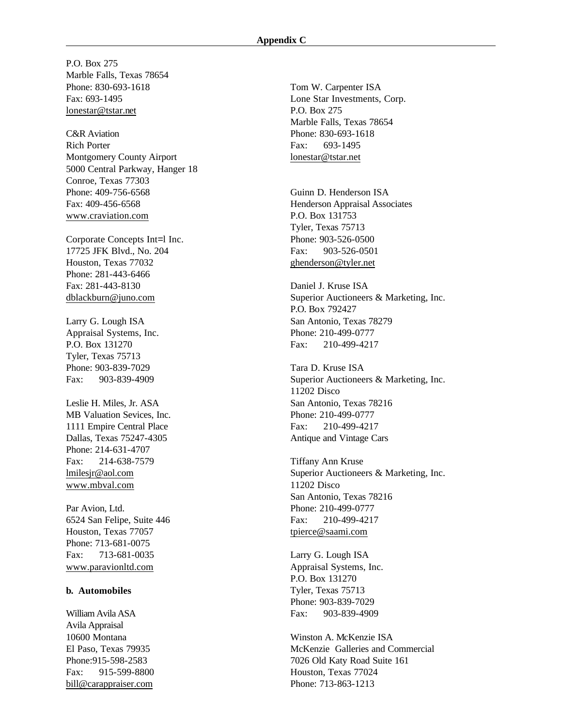P.O. Box 275
Marble Falls, Texas 78654
Phone: 830-693-1618
Fax: 693-1495
lonestar@tstar.net

C&R Aviation
Rich Porter
Montgomery County Airport
5000 Central Parkway, Hanger 18
Conroe, Texas 77303
Phone: 409-756-6568
Fax: 409-456-6568
www.craviation.com

Corporate Concepts Int=l Inc.
17725 JFK Blvd., No. 204
Houston, Texas 77032
Phone: 281-443-6466
Fax: 281-443-8130
dblackburn@juno.com

Larry G. Lough ISA
Appraisal Systems, Inc.
P.O. Box 131270
Tyler, Texas 75713
Phone: 903-839-7029
Fax: 903-839-4909

Leslie H. Miles, Jr. ASA
MB Valuation Sevices, Inc.
1111 Empire Central Place
Dallas, Texas 75247-4305
Phone: 214-631-4707
Fax: 214-638-7579
lmilesjr@aol.com
www.mbval.com

Par Avion, Ltd.
6524 San Felipe, Suite 446
Houston, Texas 77057
Phone: 713-681-0075
Fax: 713-681-0035
www.paravionltd.com

**b. Automobiles**

William Avila ASA
Avila Appraisal
10600 Montana
El Paso, Texas 79935
Phone:915-598-2583
Fax: 915-599-8800
bill@carappraiser.com

Tom W. Carpenter ISA
Lone Star Investments, Corp.
P.O. Box 275
Marble Falls, Texas 78654
Phone: 830-693-1618
Fax: 693-1495
lonestar@tstar.net

Guinn D. Henderson ISA
Henderson Appraisal Associates
P.O. Box 131753
Tyler, Texas 75713
Phone: 903-526-0500
Fax: 903-526-0501
ghenderson@tyler.net

Daniel J. Kruse ISA
Superior Auctioneers & Marketing, Inc.
P.O. Box 792427
San Antonio, Texas 78279
Phone: 210-499-0777
Fax: 210-499-4217

Tara D. Kruse ISA
Superior Auctioneers & Marketing, Inc.
11202 Disco
San Antonio, Texas 78216
Phone: 210-499-0777
Fax: 210-499-4217
Antique and Vintage Cars

Tiffany Ann Kruse
Superior Auctioneers & Marketing, Inc.
11202 Disco
San Antonio, Texas 78216
Phone: 210-499-0777
Fax: 210-499-4217
tpierce@saami.com

Larry G. Lough ISA
Appraisal Systems, Inc.
P.O. Box 131270
Tyler, Texas 75713
Phone: 903-839-7029
Fax: 903-839-4909

Winston A. McKenzie ISA
McKenzie Galleries and Commercial
7026 Old Katy Road Suite 161
Houston, Texas 77024
Phone: 713-863-1213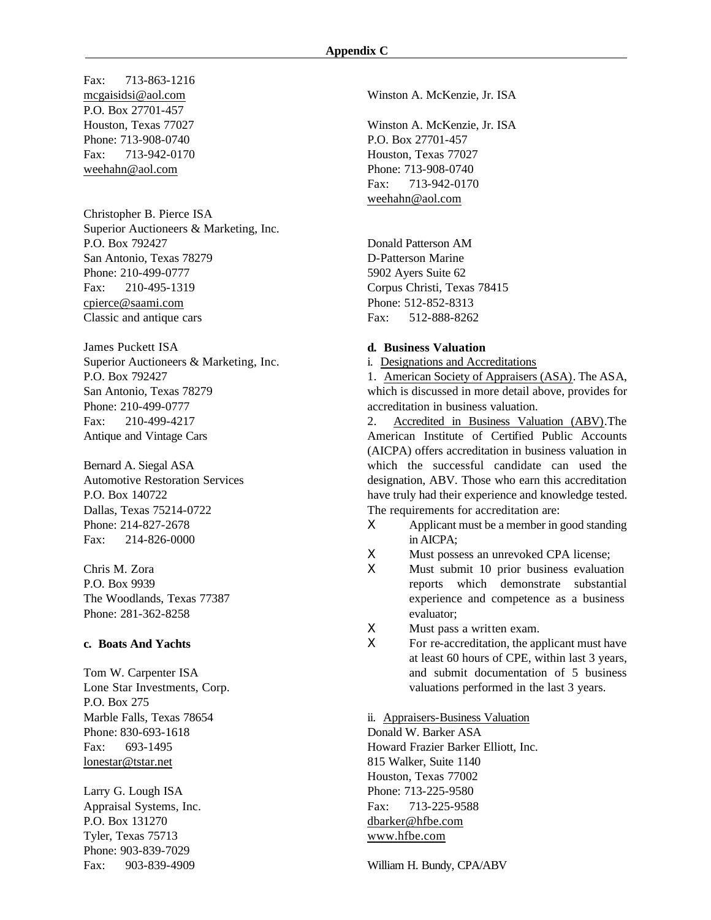Fax: 713-863-1216
mcgaisidsi@aol.com
P.O. Box 27701-457
Houston, Texas 77027
Phone: 713-908-0740
Fax: 713-942-0170
weehahn@aol.com

Christopher B. Pierce ISA
Superior Auctioneers & Marketing, Inc.
P.O. Box 792427
San Antonio, Texas 78279
Phone: 210-499-0777
Fax: 210-495-1319
cpierce@saami.com
Classic and antique cars

James Puckett ISA
Superior Auctioneers & Marketing, Inc.
P.O. Box 792427
San Antonio, Texas 78279
Phone: 210-499-0777
Fax: 210-499-4217
Antique and Vintage Cars

Bernard A. Siegal ASA
Automotive Restoration Services
P.O. Box 140722
Dallas, Texas 75214-0722
Phone: 214-827-2678
Fax: 214-826-0000

Chris M. Zora
P.O. Box 9939
The Woodlands, Texas 77387
Phone: 281-362-8258

**c. Boats And Yachts**

Tom W. Carpenter ISA
Lone Star Investments, Corp.
P.O. Box 275
Marble Falls, Texas 78654
Phone: 830-693-1618
Fax: 693-1495
lonestar@tstar.net

Larry G. Lough ISA
Appraisal Systems, Inc.
P.O. Box 131270
Tyler, Texas 75713
Phone: 903-839-7029
Fax: 903-839-4909

Winston A. McKenzie, Jr. ISA

Winston A. McKenzie, Jr. ISA
P.O. Box 27701-457
Houston, Texas 77027
Phone: 713-908-0740
Fax: 713-942-0170
weehahn@aol.com

Donald Patterson AM
D-Patterson Marine
5902 Ayers Suite 62
Corpus Christi, Texas 78415
Phone: 512-852-8313
Fax: 512-888-8262

**d. Business Valuation**

i. Designations and Accreditations

1. American Society of Appraisers (ASA). The ASA, which is discussed in more detail above, provides for accreditation in business valuation.

2. Accredited in Business Valuation (ABV).The American Institute of Certified Public Accounts (AICPA) offers accreditation in business valuation in which the successful candidate can used the designation, ABV. Those who earn this accreditation have truly had their experience and knowledge tested. The requirements for accreditation are:

- Applicant must be a member in good standing in AICPA;
- Must possess an unrevoked CPA license;
- Must submit 10 prior business evaluation reports which demonstrate substantial experience and competence as a business evaluator;
- Must pass a written exam.
- For re-accreditation, the applicant must have at least 60 hours of CPE, within last 3 years, and submit documentation of 5 business valuations performed in the last 3 years.

ii. Appraisers-Business Valuation

Donald W. Barker ASA
Howard Frazier Barker Elliott, Inc.
815 Walker, Suite 1140
Houston, Texas 77002
Phone: 713-225-9580
Fax: 713-225-9588
dbarker@hfbe.com
www.hfbe.com

William H. Bundy, CPA/ABV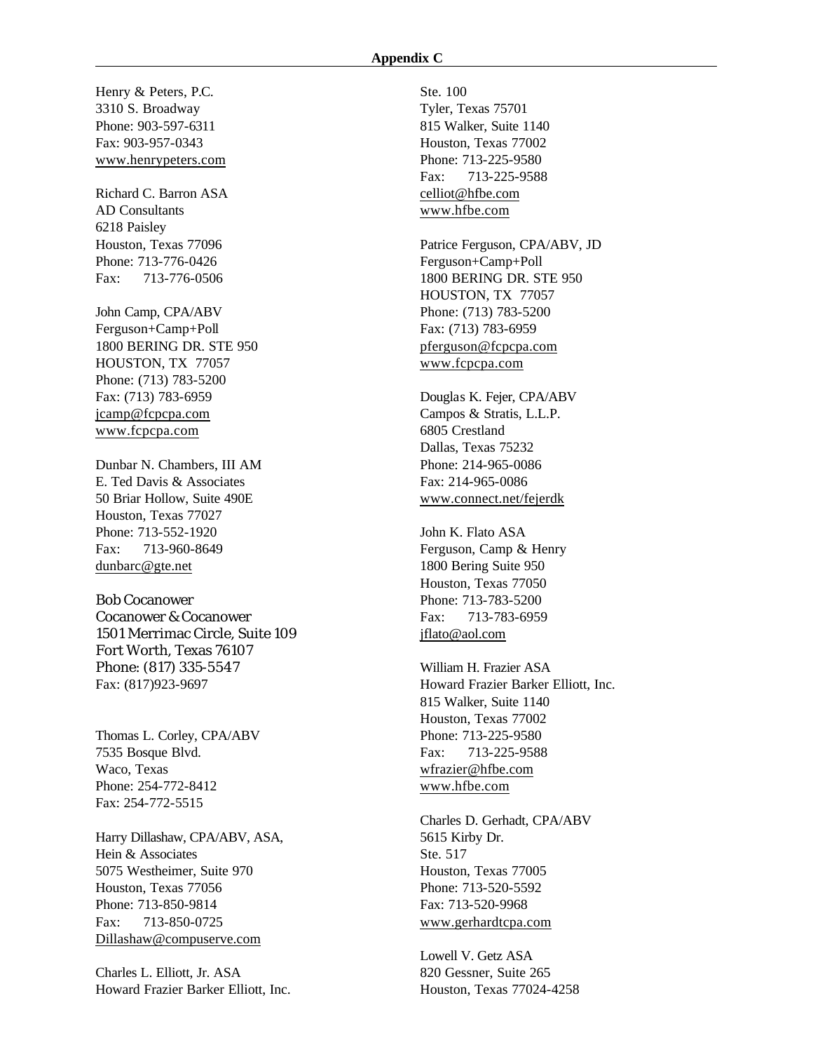Henry & Peters, P.C.
3310 S. Broadway
Phone: 903-597-6311
Fax: 903-957-0343
www.henrypeters.com

Richard C. Barron ASA
AD Consultants
6218 Paisley
Houston, Texas 77096
Phone: 713-776-0426
Fax: 713-776-0506

John Camp, CPA/ABV
Ferguson+Camp+Poll
1800 BERING DR. STE 950
HOUSTON, TX 77057
Phone: (713) 783-5200
Fax: (713) 783-6959
jcamp@fcpcpa.com
www.fcpcpa.com

Dunbar N. Chambers, III AM
E. Ted Davis & Associates
50 Briar Hollow, Suite 490E
Houston, Texas 77027
Phone: 713-552-1920
Fax: 713-960-8649
dunbarc@gte.net

Bob Cocanower
Cocanower & Cocanower
1501 Merrimac Circle, Suite 109
Fort Worth, Texas 76107
Phone: (817) 335-5547
Fax: (817)923-9697

Thomas L. Corley, CPA/ABV
7535 Bosque Blvd.
Waco, Texas
Phone: 254-772-8412
Fax: 254-772-5515

Harry Dillashaw, CPA/ABV, ASA,
Hein & Associates
5075 Westheimer, Suite 970
Houston, Texas 77056
Phone: 713-850-9814
Fax: 713-850-0725
Dillashaw@compuserve.com

Charles L. Elliott, Jr. ASA
Howard Frazier Barker Elliott, Inc.
Ste. 100
Tyler, Texas 75701
815 Walker, Suite 1140
Houston, Texas 77002
Phone: 713-225-9580
Fax: 713-225-9588
celliot@hfbe.com
www.hfbe.com

Patrice Ferguson, CPA/ABV, JD
Ferguson+Camp+Poll
1800 BERING DR. STE 950
HOUSTON, TX 77057
Phone: (713) 783-5200
Fax: (713) 783-6959
pferguson@fcpcpa.com
www.fcpcpa.com

Douglas K. Fejer, CPA/ABV
Campos & Stratis, L.L.P.
6805 Crestland
Dallas, Texas 75232
Phone: 214-965-0086
Fax: 214-965-0086
www.connect.net/fejerdk

John K. Flato ASA
Ferguson, Camp & Henry
1800 Bering Suite 950
Houston, Texas 77050
Phone: 713-783-5200
Fax: 713-783-6959
jflato@aol.com

William H. Frazier ASA
Howard Frazier Barker Elliott, Inc.
815 Walker, Suite 1140
Houston, Texas 77002
Phone: 713-225-9580
Fax: 713-225-9588
wfrazier@hfbe.com
www.hfbe.com

Charles D. Gerhadt, CPA/ABV
5615 Kirby Dr.
Ste. 517
Houston, Texas 77005
Phone: 713-520-5592
Fax: 713-520-9968
www.gerhardtcpa.com

Lowell V. Getz ASA
820 Gessner, Suite 265
Houston, Texas 77024-4258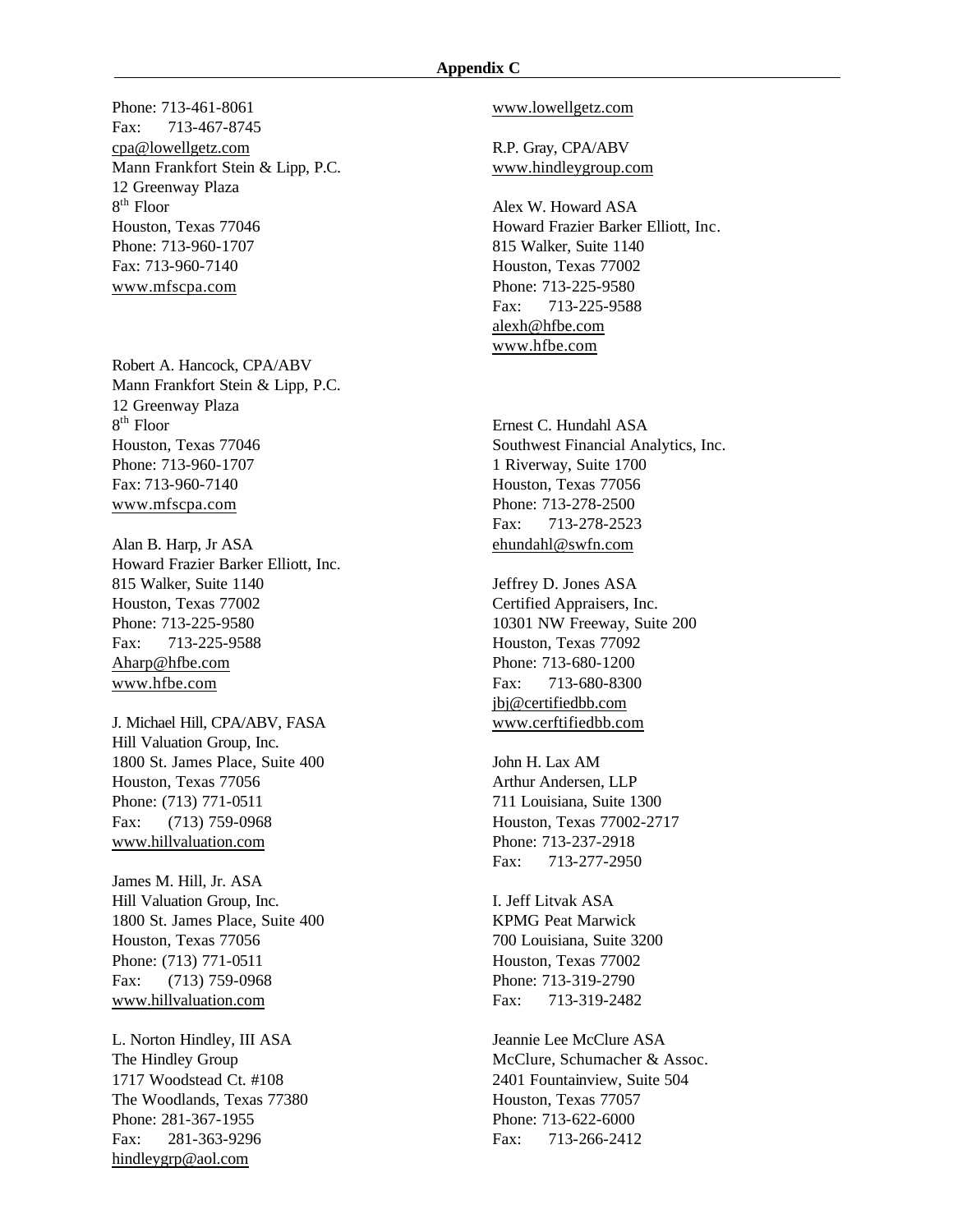Phone: 713-461-8061
Fax: 713-467-8745
cpa@lowellgetz.com
Mann Frankfort Stein & Lipp, P.C.
12 Greenway Plaza
8th Floor
Houston, Texas 77046
Phone: 713-960-1707
Fax: 713-960-7140
www.mfscpa.com

Robert A. Hancock, CPA/ABV
Mann Frankfort Stein & Lipp, P.C.
12 Greenway Plaza
8th Floor
Houston, Texas 77046
Phone: 713-960-1707
Fax: 713-960-7140
www.mfscpa.com

Alan B. Harp, Jr ASA
Howard Frazier Barker Elliott, Inc.
815 Walker, Suite 1140
Houston, Texas 77002
Phone: 713-225-9580
Fax: 713-225-9588
Aharp@hfbe.com
www.hfbe.com

J. Michael Hill, CPA/ABV, FASA
Hill Valuation Group, Inc.
1800 St. James Place, Suite 400
Houston, Texas 77056
Phone: (713) 771-0511
Fax: (713) 759-0968
www.hillvaluation.com

James M. Hill, Jr. ASA
Hill Valuation Group, Inc.
1800 St. James Place, Suite 400
Houston, Texas 77056
Phone: (713) 771-0511
Fax: (713) 759-0968
www.hillvaluation.com

L. Norton Hindley, III ASA
The Hindley Group
1717 Woodstead Ct. #108
The Woodlands, Texas 77380
Phone: 281-367-1955
Fax: 281-363-9296
hindleygrp@aol.com

www.lowellgetz.com

R.P. Gray, CPA/ABV
www.hindleygroup.com

Alex W. Howard ASA
Howard Frazier Barker Elliott, Inc.
815 Walker, Suite 1140
Houston, Texas 77002
Phone: 713-225-9580
Fax: 713-225-9588
alexh@hfbe.com
www.hfbe.com

Ernest C. Hundahl ASA
Southwest Financial Analytics, Inc.
1 Riverway, Suite 1700
Houston, Texas 77056
Phone: 713-278-2500
Fax: 713-278-2523
ehundahl@swfn.com

Jeffrey D. Jones ASA
Certified Appraisers, Inc.
10301 NW Freeway, Suite 200
Houston, Texas 77092
Phone: 713-680-1200
Fax: 713-680-8300
jbj@certifiedbb.com
www.cerftifiedbb.com

John H. Lax AM
Arthur Andersen, LLP
711 Louisiana, Suite 1300
Houston, Texas 77002-2717
Phone: 713-237-2918
Fax: 713-277-2950

I. Jeff Litvak ASA
KPMG Peat Marwick
700 Louisiana, Suite 3200
Houston, Texas 77002
Phone: 713-319-2790
Fax: 713-319-2482

Jeannie Lee McClure ASA
McClure, Schumacher & Assoc.
2401 Fountainview, Suite 504
Houston, Texas 77057
Phone: 713-622-6000
Fax: 713-266-2412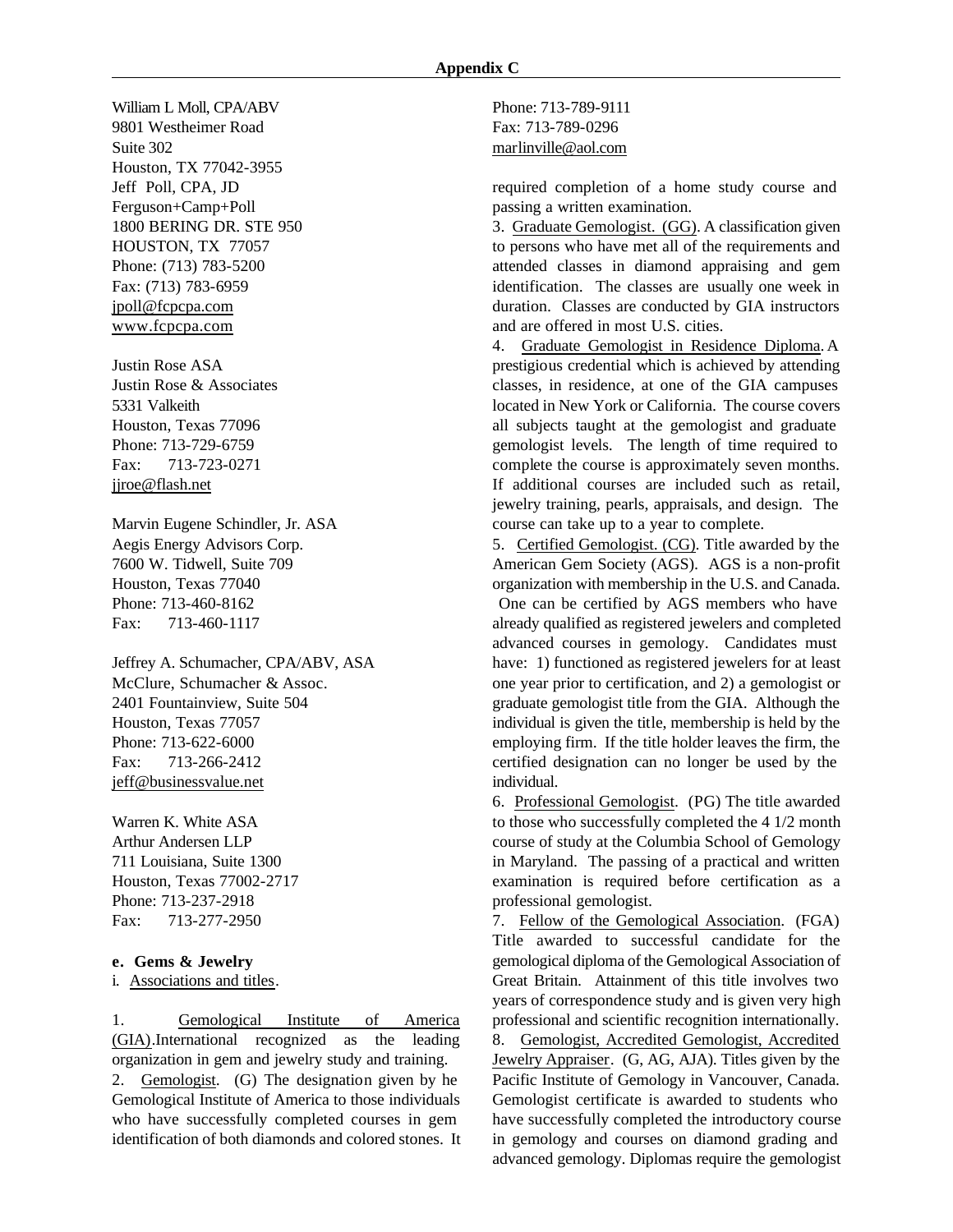William L Moll, CPA/ABV
9801 Westheimer Road
Suite 302
Houston, TX 77042-3955

Jeff Poll, CPA, JD
Ferguson+Camp+Poll
1800 BERING DR. STE 950
HOUSTON, TX 77057
Phone: (713) 783-5200
Fax: (713) 783-6959
jpoll@fcpcpa.com
www.fcpcpa.com

Justin Rose ASA
Justin Rose & Associates
5331 Valkeith
Houston, Texas 77096
Phone: 713-729-6759
Fax: 713-723-0271
jjroe@flash.net

Marvin Eugene Schindler, Jr. ASA
Aegis Energy Advisors Corp.
7600 W. Tidwell, Suite 709
Houston, Texas 77040
Phone: 713-460-8162
Fax: 713-460-1117

Jeffrey A. Schumacher, CPA/ABV, ASA
McClure, Schumacher & Assoc.
2401 Fountainview, Suite 504
Houston, Texas 77057
Phone: 713-622-6000
Fax: 713-266-2412
jeff@businessvalue.net

Warren K. White ASA
Arthur Andersen LLP
711 Louisiana, Suite 1300
Houston, Texas 77002-2717
Phone: 713-237-2918
Fax: 713-277-2950

**e. Gems & Jewelry**

i. Associations and titles.

1. Gemological Institute of America (GIA). International recognized as the leading organization in gem and jewelry study and training.
2. Gemologist. (G) The designation given by he Gemological Institute of America to those individuals who have successfully completed courses in gem identification of both diamonds and colored stones. It

Phone: 713-789-9111
Fax: 713-789-0296
marlinville@aol.com

required completion of a home study course and passing a written examination.

3. Graduate Gemologist. (GG). A classification given to persons who have met all of the requirements and attended classes in diamond appraising and gem identification. The classes are usually one week in duration. Classes are conducted by GIA instructors and are offered in most U.S. cities.
4. Graduate Gemologist in Residence Diploma. A prestigious credential which is achieved by attending classes, in residence, at one of the GIA campuses located in New York or California. The course covers all subjects taught at the gemologist and graduate gemologist levels. The length of time required to complete the course is approximately seven months. If additional courses are included such as retail, jewelry training, pearls, appraisals, and design. The course can take up to a year to complete.
5. Certified Gemologist. (CG). Title awarded by the American Gem Society (AGS). AGS is a non-profit organization with membership in the U.S. and Canada. One can be certified by AGS members who have already qualified as registered jewelers and completed advanced courses in gemology. Candidates must have: 1) functioned as registered jewelers for at least one year prior to certification, and 2) a gemologist or graduate gemologist title from the GIA. Although the individual is given the title, membership is held by the employing firm. If the title holder leaves the firm, the certified designation can no longer be used by the individual.
6. Professional Gemologist. (PG) The title awarded to those who successfully completed the 4 1/2 month course of study at the Columbia School of Gemology in Maryland. The passing of a practical and written examination is required before certification as a professional gemologist.
7. Fellow of the Gemological Association. (FGA) Title awarded to successful candidate for the gemological diploma of the Gemological Association of Great Britain. Attainment of this title involves two years of correspondence study and is given very high professional and scientific recognition internationally.
8. Gemologist, Accredited Gemologist, Accredited Jewelry Appraiser. (G, AG, AJA). Titles given by the Pacific Institute of Gemology in Vancouver, Canada. Gemologist certificate is awarded to students who have successfully completed the introductory course in gemology and courses on diamond grading and advanced gemology. Diplomas require the gemologist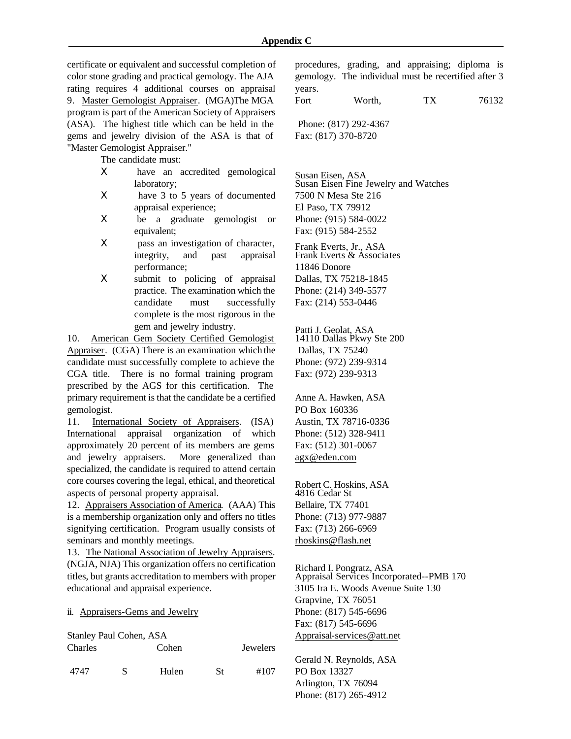certificate or equivalent and successful completion of color stone grading and practical gemology. The AJA rating requires 4 additional courses on appraisal

9. Master Gemologist Appraiser. (MGA)The MGA program is part of the American Society of Appraisers (ASA). The highest title which can be held in the gems and jewelry division of the ASA is that of "Master Gemologist Appraiser."

The candidate must:

- have an accredited gemological laboratory;
- have 3 to 5 years of documented appraisal experience;
- be a graduate gemologist or equivalent;
- pass an investigation of character, integrity, and past appraisal performance;
- submit to policing of appraisal practice. The examination which the candidate must successfully complete is the most rigorous in the gem and jewelry industry.

10. American Gem Society Certified Gemologist Appraiser. (CGA) There is an examination which the candidate must successfully complete to achieve the CGA title. There is no formal training program prescribed by the AGS for this certification. The primary requirement is that the candidate be a certified gemologist.

11. International Society of Appraisers. (ISA) International appraisal organization of which approximately 20 percent of its members are gems and jewelry appraisers. More generalized than specialized, the candidate is required to attend certain core courses covering the legal, ethical, and theoretical aspects of personal property appraisal.

12. Appraisers Association of America. (AAA) This is a membership organization only and offers no titles signifying certification. Program usually consists of seminars and monthly meetings.

13. The National Association of Jewelry Appraisers. (NGJA, NJA) This organization offers no certification titles, but grants accreditation to members with proper educational and appraisal experience.

ii. Appraisers-Gems and Jewelry

Stanley Paul Cohen, ASA
Charles Cohen Jewelers
4747 S Hulen St #107
procedures, grading, and appraising; diploma is gemology. The individual must be recertified after 3 years.
Fort Worth, TX 76132
Phone: (817) 292-4367
Fax: (817) 370-8720

Susan Eisen, ASA
Susan Eisen Fine Jewelry and Watches
7500 N Mesa Ste 216
El Paso, TX 79912
Phone: (915) 584-0022
Fax: (915) 584-2552

Frank Everts, Jr., ASA
Frank Everts & Associates
11846 Donore
Dallas, TX 75218-1845
Phone: (214) 349-5577
Fax: (214) 553-0446

Patti J. Geolat, ASA
14110 Dallas Pkwy Ste 200
Dallas, TX 75240
Phone: (972) 239-9314
Fax: (972) 239-9313

Anne A. Hawken, ASA
PO Box 160336
Austin, TX 78716-0336
Phone: (512) 328-9411
Fax: (512) 301-0067
agx@eden.com

Robert C. Hoskins, ASA
4816 Cedar St
Bellaire, TX 77401
Phone: (713) 977-9887
Fax: (713) 266-6969
rhoskins@flash.net

Richard I. Pongratz, ASA
Appraisal Services Incorporated--PMB 170
3105 Ira E. Woods Avenue Suite 130
Grapvine, TX 76051
Phone: (817) 545-6696
Fax: (817) 545-6696
Appraisal-services@att.net

Gerald N. Reynolds, ASA
PO Box 13327
Arlington, TX 76094
Phone: (817) 265-4912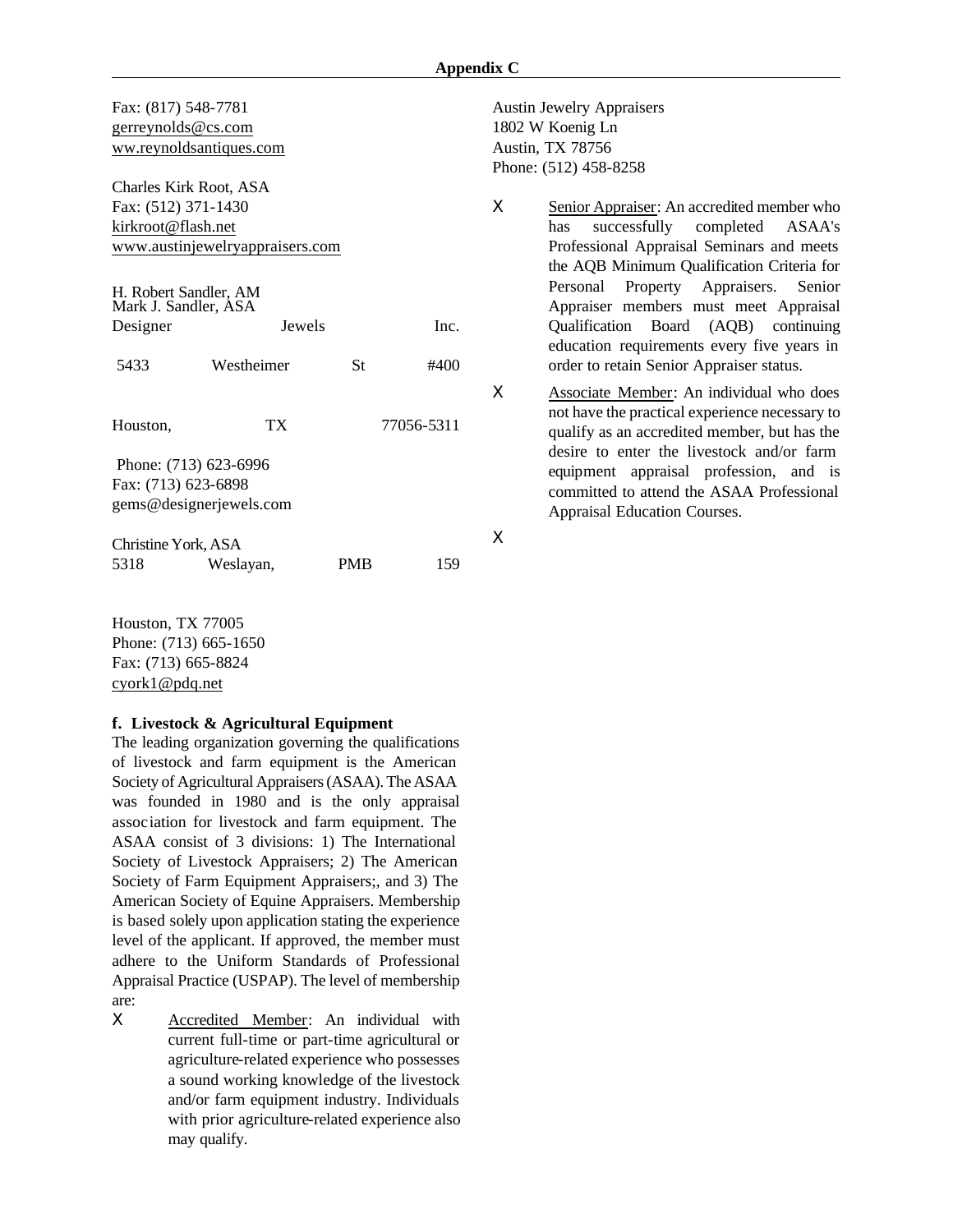Fax: (817) 548-7781
gerreynolds@cs.com
ww.reynoldsantiques.com

Charles Kirk Root, ASA
Fax: (512) 371-1430
kirkroot@flash.net
www.austinjewelryappraisers.com

H. Robert Sandler, AM
Mark J. Sandler, ASA
Designer Jewels Inc.
5433 Westheimer St #400
Houston, TX 77056-5311
Phone: (713) 623-6996
Fax: (713) 623-6898
gems@designerjewels.com

Christine York, ASA
5318 Weslayan, PMB 159
Houston, TX 77005
Phone: (713) 665-1650
Fax: (713) 665-8824
cyork1@pdq.net

**f. Livestock & Agricultural Equipment**

The leading organization governing the qualifications of livestock and farm equipment is the American Society of Agricultural Appraisers (ASAA). The ASAA was founded in 1980 and is the only appraisal association for livestock and farm equipment. The ASAA consist of 3 divisions: 1) The International Society of Livestock Appraisers; 2) The American Society of Farm Equipment Appraisers;, and 3) The American Society of Equine Appraisers. Membership is based solely upon application stating the experience level of the applicant. If approved, the member must adhere to the Uniform Standards of Professional Appraisal Practice (USPAP). The level of membership are:

- Accredited Member: An individual with current full-time or part-time agricultural or agriculture-related experience who possesses a sound working knowledge of the livestock and/or farm equipment industry. Individuals with prior agriculture-related experience also may qualify.

Austin Jewelry Appraisers
1802 W Koenig Ln
Austin, TX 78756
Phone: (512) 458-8258

- Senior Appraiser: An accredited member who has successfully completed ASAA's Professional Appraisal Seminars and meets the AQB Minimum Qualification Criteria for Personal Property Appraisers. Senior Appraiser members must meet Appraisal Qualification Board (AQB) continuing education requirements every five years in order to retain Senior Appraiser status.
- Associate Member: An individual who does not have the practical experience necessary to qualify as an accredited member, but has the desire to enter the livestock and/or farm equipment appraisal profession, and is committed to attend the ASAA Professional Appraisal Education Courses.
-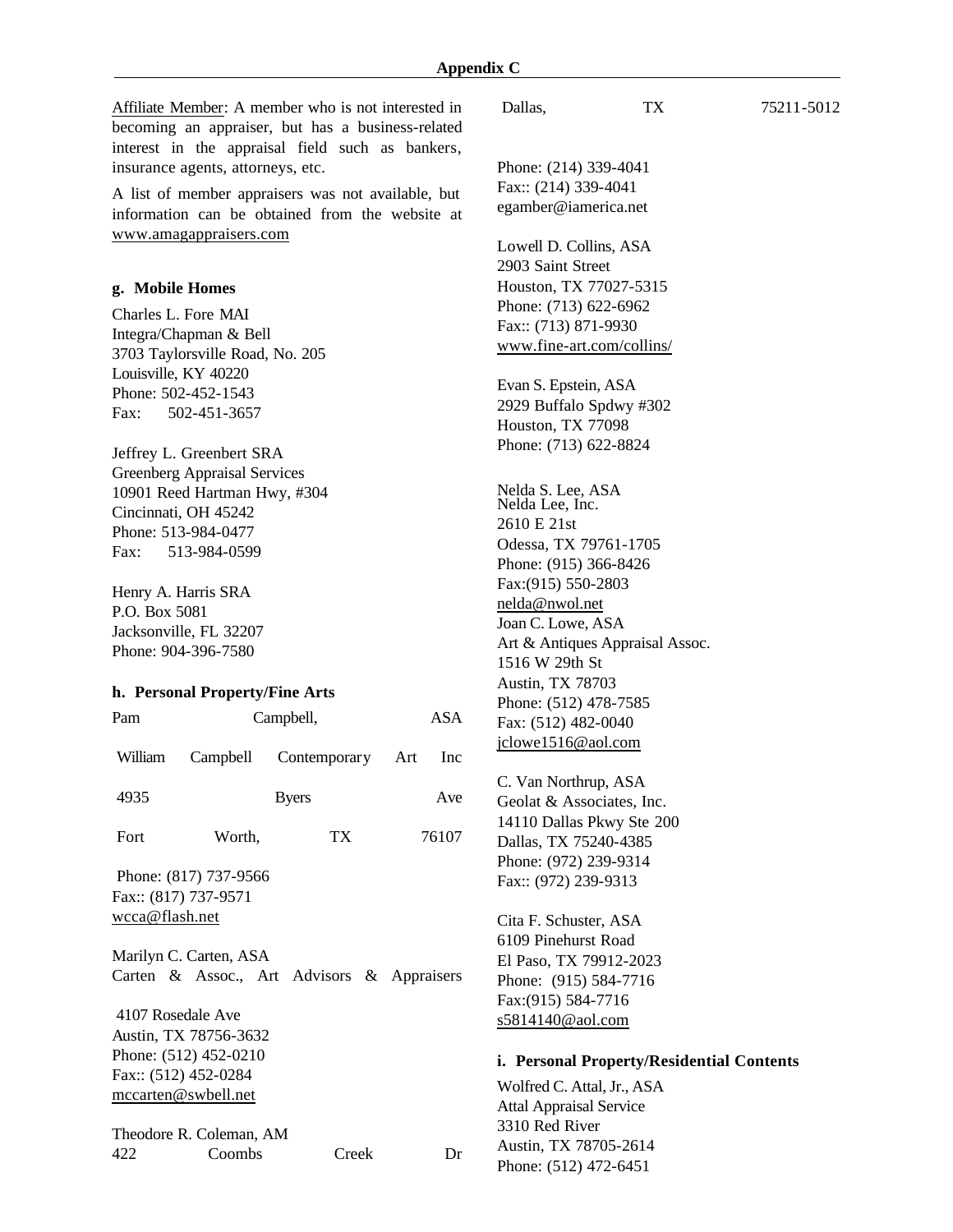Affiliate Member: A member who is not interested in becoming an appraiser, but has a business-related interest in the appraisal field such as bankers, insurance agents, attorneys, etc.

A list of member appraisers was not available, but information can be obtained from the website at www.amagappraisers.com

**g. Mobile Homes**

Charles L. Fore MAI
Integra/Chapman & Bell
3703 Taylorsville Road, No. 205
Louisville, KY 40220
Phone: 502-452-1543
Fax: 502-451-3657

Jeffrey L. Greenbert SRA
Greenberg Appraisal Services
10901 Reed Hartman Hwy, #304
Cincinnati, OH 45242
Phone: 513-984-0477
Fax: 513-984-0599

Henry A. Harris SRA
P.O. Box 5081
Jacksonville, FL 32207
Phone: 904-396-7580

**h. Personal Property/Fine Arts**

Pam Campbell, ASA
William Campbell Contemporary Art Inc
4935 Byers Ave
Fort Worth, TX 76107
Phone: (817) 737-9566
Fax:: (817) 737-9571
wcca@flash.net

Marilyn C. Carten, ASA
Carten & Assoc., Art Advisors & Appraisers
4107 Rosedale Ave
Austin, TX 78756-3632
Phone: (512) 452-0210
Fax:: (512) 452-0284
mccarten@swbell.net

Theodore R. Coleman, AM
422 Coombs Creek Dr
Dallas, TX 75211-5012
Phone: (214) 339-4041
Fax:: (214) 339-4041
egamber@iamerica.net

Lowell D. Collins, ASA
2903 Saint Street
Houston, TX 77027-5315
Phone: (713) 622-6962
Fax:: (713) 871-9930
www.fine-art.com/collins/

Evan S. Epstein, ASA
2929 Buffalo Spdwy #302
Houston, TX 77098
Phone: (713) 622-8824

Nelda S. Lee, ASA
Nelda Lee, Inc.
2610 E 21st
Odessa, TX 79761-1705
Phone: (915) 366-8426
Fax:(915) 550-2803
nelda@nwol.net

Joan C. Lowe, ASA
Art & Antiques Appraisal Assoc.
1516 W 29th St
Austin, TX 78703
Phone: (512) 478-7585
Fax: (512) 482-0040
jclowe1516@aol.com

C. Van Northrup, ASA
Geolat & Associates, Inc.
14110 Dallas Pkwy Ste 200
Dallas, TX 75240-4385
Phone: (972) 239-9314
Fax:: (972) 239-9313

Cita F. Schuster, ASA
6109 Pinehurst Road
El Paso, TX 79912-2023
Phone: (915) 584-7716
Fax:(915) 584-7716
s5814140@aol.com

**i. Personal Property/Residential Contents**

Wolfred C. Attal, Jr., ASA
Attal Appraisal Service
3310 Red River
Austin, TX 78705-2614
Phone: (512) 472-6451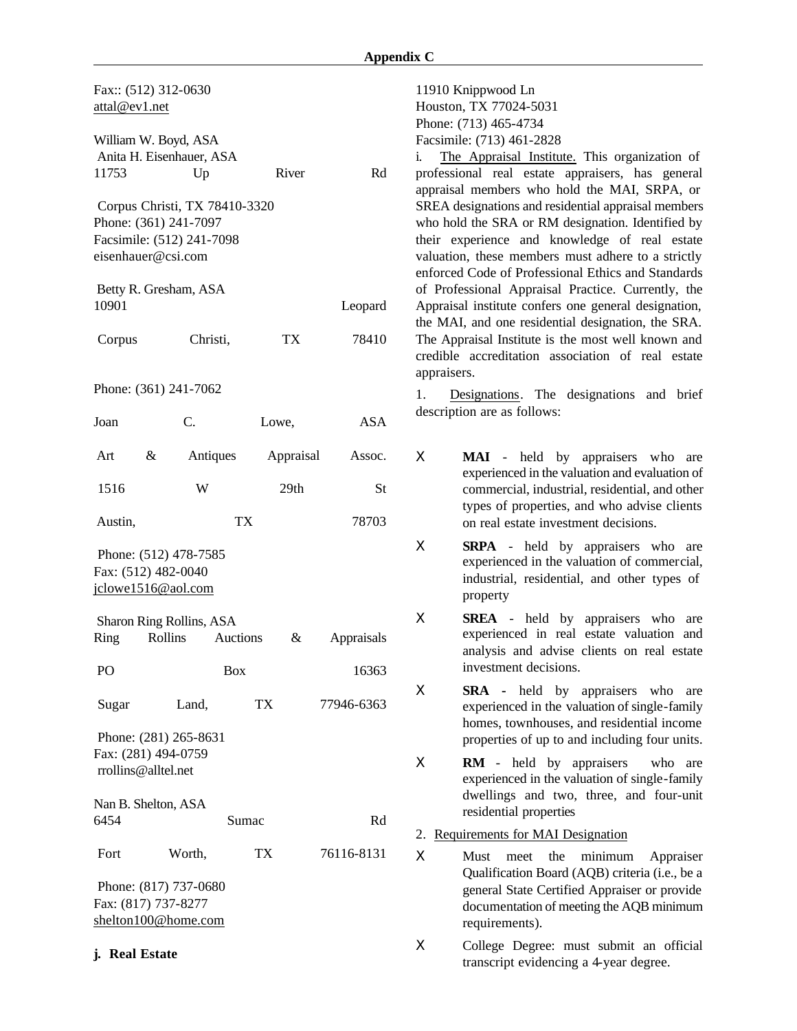Fax:: (512) 312-0630
attal@ev1.net

William W. Boyd, ASA
Anita H. Eisenhauer, ASA
11753 Up River Rd
Corpus Christi, TX 78410-3320
Phone: (361) 241-7097
Facsimile: (512) 241-7098
eisenhauer@csi.com

Betty R. Gresham, ASA
10901 Leopard
Corpus Christi, TX 78410
Phone: (361) 241-7062

Joan C. Lowe, ASA
Art & Antiques Appraisal Assoc.
1516 W 29th St
Austin, TX 78703
Phone: (512) 478-7585
Fax: (512) 482-0040
jclowe1516@aol.com

Sharon Ring Rollins, ASA
Ring Rollins Auctions & Appraisals
PO Box 16363
Sugar Land, TX 77946-6363
Phone: (281) 265-8631
Fax: (281) 494-0759
rrollins@alltel.net

Nan B. Shelton, ASA
6454 Sumac Rd
Fort Worth, TX 76116-8131
Phone: (817) 737-0680
Fax: (817) 737-8277
shelton100@home.com

**j. Real Estate**

11910 Knippwood Ln
Houston, TX 77024-5031
Phone: (713) 465-4734
Facsimile: (713) 461-2828

i. The Appraisal Institute. This organization of professional real estate appraisers, has general appraisal members who hold the MAI, SRPA, or SREA designations and residential appraisal members who hold the SRA or RM designation. Identified by their experience and knowledge of real estate valuation, these members must adhere to a strictly enforced Code of Professional Ethics and Standards of Professional Appraisal Practice. Currently, the Appraisal institute confers one general designation, the MAI, and one residential designation, the SRA. The Appraisal Institute is the most well known and credible accreditation association of real estate appraisers.

1. Designations. The designations and brief description are as follows:

- **MAI** - held by appraisers who are experienced in the valuation and evaluation of commercial, industrial, residential, and other types of properties, and who advise clients on real estate investment decisions.
- **SRPA** - held by appraisers who are experienced in the valuation of commercial, industrial, residential, and other types of property
- **SREA** - held by appraisers who are experienced in real estate valuation and analysis and advise clients on real estate investment decisions.
- **SRA** - held by appraisers who are experienced in the valuation of single-family homes, townhouses, and residential income properties of up to and including four units.
- **RM** - held by appraisers who are experienced in the valuation of single-family dwellings and two, three, and four-unit residential properties

2. Requirements for MAI Designation

- Must meet the minimum Appraiser Qualification Board (AQB) criteria (i.e., be a general State Certified Appraiser or provide documentation of meeting the AQB minimum requirements).
- College Degree: must submit an official transcript evidencing a 4-year degree.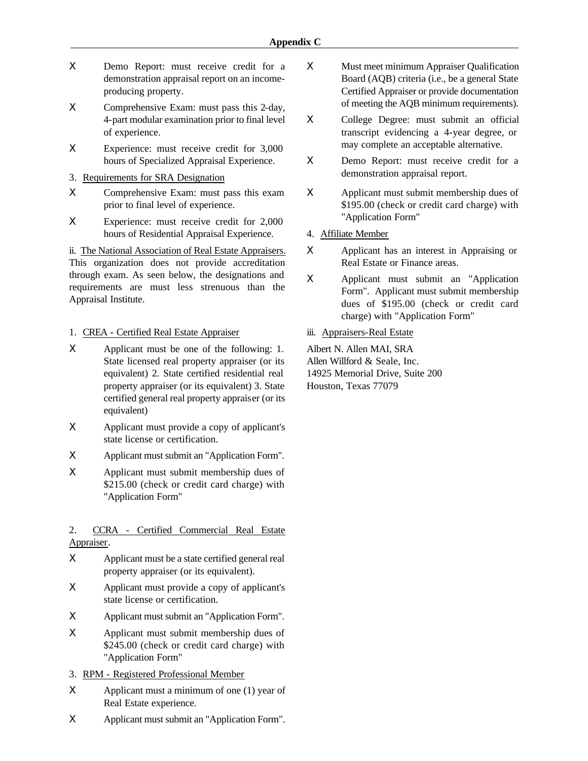- Demo Report: must receive credit for a demonstration appraisal report on an income-producing property.
- Comprehensive Exam: must pass this 2-day, 4-part modular examination prior to final level of experience.
- Experience: must receive credit for 3,000 hours of Specialized Appraisal Experience.

3. Requirements for SRA Designation

- Comprehensive Exam: must pass this exam prior to final level of experience.
- Experience: must receive credit for 2,000 hours of Residential Appraisal Experience.

ii. The National Association of Real Estate Appraisers. This organization does not provide accreditation through exam. As seen below, the designations and requirements are must less strenuous than the Appraisal Institute.

1. CREA - Certified Real Estate Appraiser

- Applicant must be one of the following: 1. State licensed real property appraiser (or its equivalent) 2. State certified residential real property appraiser (or its equivalent) 3. State certified general real property appraiser (or its equivalent)
- Applicant must provide a copy of applicant's state license or certification.
- Applicant must submit an "Application Form".
- Applicant must submit membership dues of $215.00 (check or credit card charge) with "Application Form"

2. CCRA - Certified Commercial Real Estate Appraiser.

- Applicant must be a state certified general real property appraiser (or its equivalent).
- Applicant must provide a copy of applicant's state license or certification.
- Applicant must submit an "Application Form".
- Applicant must submit membership dues of $245.00 (check or credit card charge) with "Application Form"

3. RPM - Registered Professional Member

- Applicant must a minimum of one (1) year of Real Estate experience.
- Applicant must submit an "Application Form".
- Must meet minimum Appraiser Qualification Board (AQB) criteria (i.e., be a general State Certified Appraiser or provide documentation of meeting the AQB minimum requirements).
- College Degree: must submit an official transcript evidencing a 4-year degree, or may complete an acceptable alternative.
- Demo Report: must receive credit for a demonstration appraisal report.
- Applicant must submit membership dues of $195.00 (check or credit card charge) with "Application Form"

4. Affiliate Member

- Applicant has an interest in Appraising or Real Estate or Finance areas.
- Applicant must submit an "Application Form". Applicant must submit membership dues of $195.00 (check or credit card charge) with "Application Form"

iii. Appraisers-Real Estate

Albert N. Allen MAI, SRA
Allen Willford & Seale, Inc.
14925 Memorial Drive, Suite 200
Houston, Texas 77079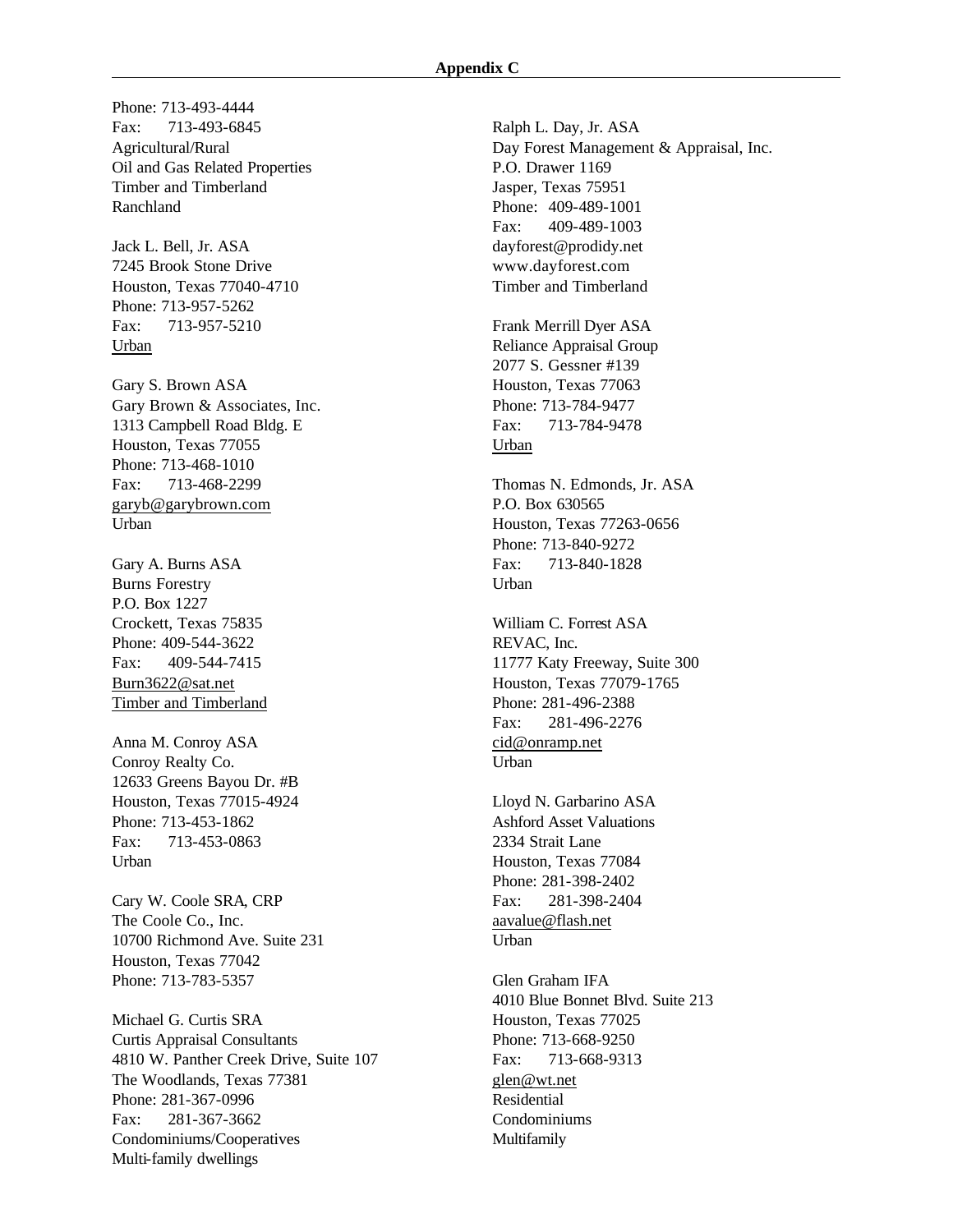Phone: 713-493-4444
Fax: 713-493-6845
Agricultural/Rural
Oil and Gas Related Properties
Timber and Timberland
Ranchland

Jack L. Bell, Jr. ASA
7245 Brook Stone Drive
Houston, Texas 77040-4710
Phone: 713-957-5262
Fax: 713-957-5210
Urban

Gary S. Brown ASA
Gary Brown & Associates, Inc.
1313 Campbell Road Bldg. E
Houston, Texas 77055
Phone: 713-468-1010
Fax: 713-468-2299
garyb@garybrown.com
Urban

Gary A. Burns ASA
Burns Forestry
P.O. Box 1227
Crockett, Texas 75835
Phone: 409-544-3622
Fax: 409-544-7415
Burn3622@sat.net
Timber and Timberland

Anna M. Conroy ASA
Conroy Realty Co.
12633 Greens Bayou Dr. #B
Houston, Texas 77015-4924
Phone: 713-453-1862
Fax: 713-453-0863
Urban

Cary W. Coole SRA, CRP
The Coole Co., Inc.
10700 Richmond Ave. Suite 231
Houston, Texas 77042
Phone: 713-783-5357

Michael G. Curtis SRA
Curtis Appraisal Consultants
4810 W. Panther Creek Drive, Suite 107
The Woodlands, Texas 77381
Phone: 281-367-0996
Fax: 281-367-3662
Condominiums/Cooperatives
Multi-family dwellings

Ralph L. Day, Jr. ASA
Day Forest Management & Appraisal, Inc.
P.O. Drawer 1169
Jasper, Texas 75951
Phone: 409-489-1001
Fax: 409-489-1003
dayforest@prodidy.net
www.dayforest.com
Timber and Timberland

Frank Merrill Dyer ASA
Reliance Appraisal Group
2077 S. Gessner #139
Houston, Texas 77063
Phone: 713-784-9477
Fax: 713-784-9478
Urban

Thomas N. Edmonds, Jr. ASA
P.O. Box 630565
Houston, Texas 77263-0656
Phone: 713-840-9272
Fax: 713-840-1828
Urban

William C. Forrest ASA
REVAC, Inc.
11777 Katy Freeway, Suite 300
Houston, Texas 77079-1765
Phone: 281-496-2388
Fax: 281-496-2276
cid@onramp.net
Urban

Lloyd N. Garbarino ASA
Ashford Asset Valuations
2334 Strait Lane
Houston, Texas 77084
Phone: 281-398-2402
Fax: 281-398-2404
aavalue@flash.net
Urban

Glen Graham IFA
4010 Blue Bonnet Blvd. Suite 213
Houston, Texas 77025
Phone: 713-668-9250
Fax: 713-668-9313
glen@wt.net
Residential
Condominiums
Multifamily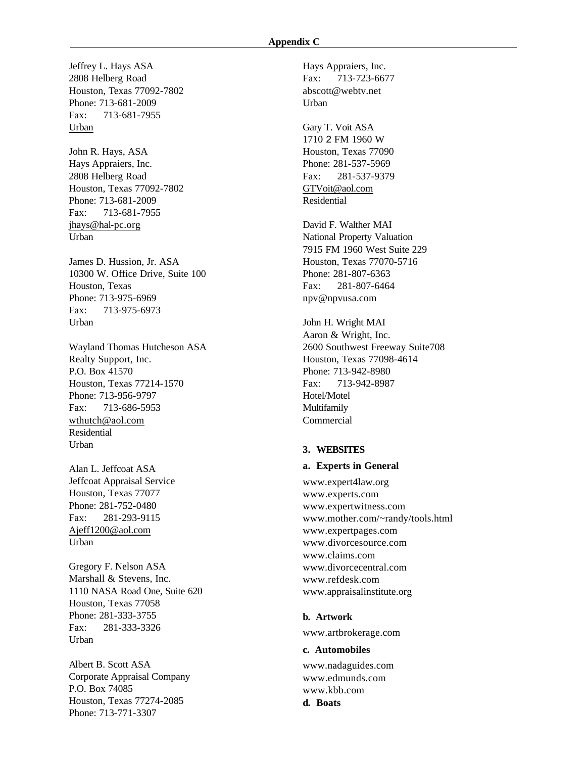Jeffrey L. Hays ASA
2808 Helberg Road
Houston, Texas 77092-7802
Phone: 713-681-2009
Fax: 713-681-7955
Urban

John R. Hays, ASA
Hays Appraiers, Inc.
2808 Helberg Road
Houston, Texas 77092-7802
Phone: 713-681-2009
Fax: 713-681-7955
jhays@hal-pc.org
Urban

James D. Hussion, Jr. ASA
10300 W. Office Drive, Suite 100
Houston, Texas
Phone: 713-975-6969
Fax: 713-975-6973
Urban

Wayland Thomas Hutcheson ASA
Realty Support, Inc.
P.O. Box 41570
Houston, Texas 77214-1570
Phone: 713-956-9797
Fax: 713-686-5953
wthutch@aol.com
Residential
Urban

Alan L. Jeffcoat ASA
Jeffcoat Appraisal Service
Houston, Texas 77077
Phone: 281-752-0480
Fax: 281-293-9115
Ajeff1200@aol.com
Urban

Gregory F. Nelson ASA
Marshall & Stevens, Inc.
1110 NASA Road One, Suite 620
Houston, Texas 77058
Phone: 281-333-3755
Fax: 281-333-3326
Urban

Albert B. Scott ASA
Corporate Appraisal Company
P.O. Box 74085
Houston, Texas 77274-2085
Phone: 713-771-3307

Hays Appraiers, Inc.
Fax: 713-723-6677
abscott@webtv.net
Urban

Gary T. Voit ASA
1710 2 FM 1960 W
Houston, Texas 77090
Phone: 281-537-5969
Fax: 281-537-9379
GTVoit@aol.com
Residential

David F. Walther MAI
National Property Valuation
7915 FM 1960 West Suite 229
Houston, Texas 77070-5716
Phone: 281-807-6363
Fax: 281-807-6464
npv@npvusa.com

John H. Wright MAI
Aaron & Wright, Inc.
2600 Southwest Freeway Suite708
Houston, Texas 77098-4614
Phone: 713-942-8980
Fax: 713-942-8987
Hotel/Motel
Multifamily
Commercial

### 3. WEBSITES

#### a. Experts in General

www.expert4law.org
www.experts.com
www.expertwitness.com
www.mother.com/~randy/tools.html
www.expertpages.com
www.divorcesource.com
www.claims.com
www.divorcecentral.com
www.refdesk.com
www.appraisalinstitute.org

#### b. Artwork

www.artbrokerage.com

#### c. Automobiles

www.nadaguides.com
www.edmunds.com
www.kbb.com

#### d. Boats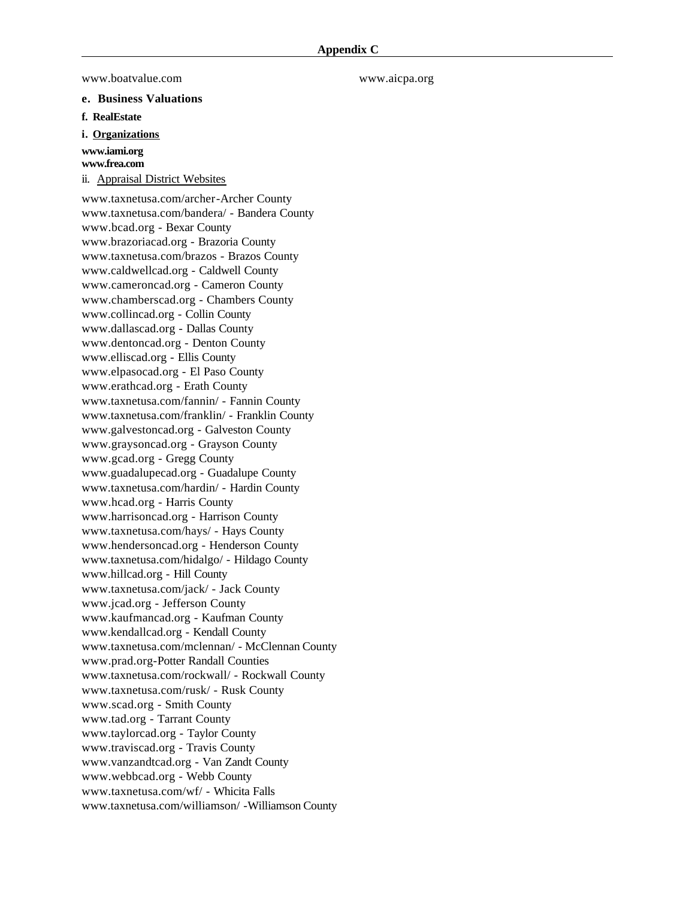www.boatvalue.com

www.aicpa.org

**e. Business Valuations**

**f. RealEstate**

**i. Organizations**

**www.iami.org**
**www.frea.com**

ii. Appraisal District Websites

www.taxnetusa.com/archer-Archer County
www.taxnetusa.com/bandera/ - Bandera County
www.bcad.org - Bexar County
www.brazoriacad.org - Brazoria County
www.taxnetusa.com/brazos - Brazos County
www.caldwellcad.org - Caldwell County
www.cameroncad.org - Cameron County
www.chamberscad.org - Chambers County
www.collincad.org - Collin County
www.dallascad.org - Dallas County
www.dentoncad.org - Denton County
www.elliscad.org - Ellis County
www.elpasocad.org - El Paso County
www.erathcad.org - Erath County
www.taxnetusa.com/fannin/ - Fannin County
www.taxnetusa.com/franklin/ - Franklin County
www.galvestoncad.org - Galveston County
www.graysoncad.org - Grayson County
www.gcad.org - Gregg County
www.guadalupecad.org - Guadalupe County
www.taxnetusa.com/hardin/ - Hardin County
www.hcad.org - Harris County
www.harrisoncad.org - Harrison County
www.taxnetusa.com/hays/ - Hays County
www.hendersoncad.org - Henderson County
www.taxnetusa.com/hidalgo/ - Hildago County
www.hillcad.org - Hill County
www.taxnetusa.com/jack/ - Jack County
www.jcad.org - Jefferson County
www.kaufmancad.org - Kaufman County
www.kendallcad.org - Kendall County
www.taxnetusa.com/mclennan/ - McClennan County
www.prad.org-Potter Randall Counties
www.taxnetusa.com/rockwall/ - Rockwall County
www.taxnetusa.com/rusk/ - Rusk County
www.scad.org - Smith County
www.tad.org - Tarrant County
www.taylorcad.org - Taylor County
www.traviscad.org - Travis County
www.vanzandtcad.org - Van Zandt County
www.webbcad.org - Webb County
www.taxnetusa.com/wf/ - Whicita Falls
www.taxnetusa.com/williamson/ -Williamson County